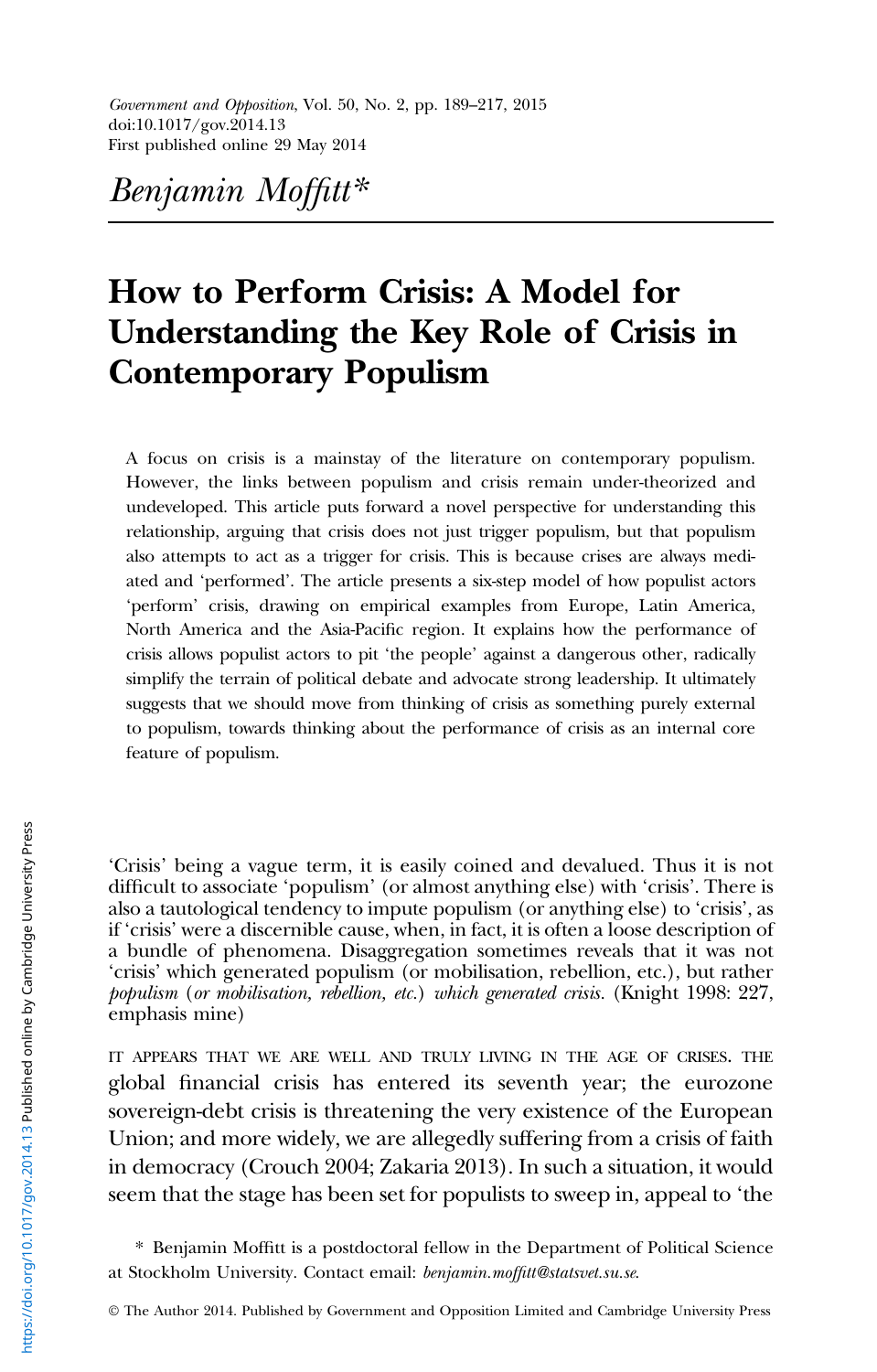*Government and Opposition*, Vol. 50, No. 2, pp. 189–217, 2015
doi:10.1017/gov.2014.13
First published online 29 May 2014

*Benjamin Moffitt**

# How to Perform Crisis: A Model for Understanding the Key Role of Crisis in Contemporary Populism

A focus on crisis is a mainstay of the literature on contemporary populism. However, the links between populism and crisis remain under-theorized and undeveloped. This article puts forward a novel perspective for understanding this relationship, arguing that crisis does not just trigger populism, but that populism also attempts to act as a trigger for crisis. This is because crises are always mediated and 'performed'. The article presents a six-step model of how populist actors 'perform' crisis, drawing on empirical examples from Europe, Latin America, North America and the Asia-Pacific region. It explains how the performance of crisis allows populist actors to pit 'the people' against a dangerous other, radically simplify the terrain of political debate and advocate strong leadership. It ultimately suggests that we should move from thinking of crisis as something purely external to populism, towards thinking about the performance of crisis as an internal core feature of populism.

> 'Crisis' being a vague term, it is easily coined and devalued. Thus it is not difficult to associate 'populism' (or almost anything else) with 'crisis'. There is also a tautological tendency to impute populism (or anything else) to 'crisis', as if 'crisis' were a discernible cause, when, in fact, it is often a loose description of a bundle of phenomena. Disaggregation sometimes reveals that it was not 'crisis' which generated populism (or mobilisation, rebellion, etc.), but rather *populism (or mobilisation, rebellion, etc.) which generated crisis*. (Knight 1998: 227, emphasis mine)

IT APPEARS THAT WE ARE WELL AND TRULY LIVING IN THE AGE OF CRISES. THE global financial crisis has entered its seventh year; the eurozone sovereign-debt crisis is threatening the very existence of the European Union; and more widely, we are allegedly suffering from a crisis of faith in democracy (Crouch 2004; Zakaria 2013). In such a situation, it would seem that the stage has been set for populists to sweep in, appeal to 'the

\* Benjamin Moffitt is a postdoctoral fellow in the Department of Political Science at Stockholm University. Contact email: *benjamin.moffitt@statsvet.su.se*.

© The Author 2014. Published by Government and Opposition Limited and Cambridge University Press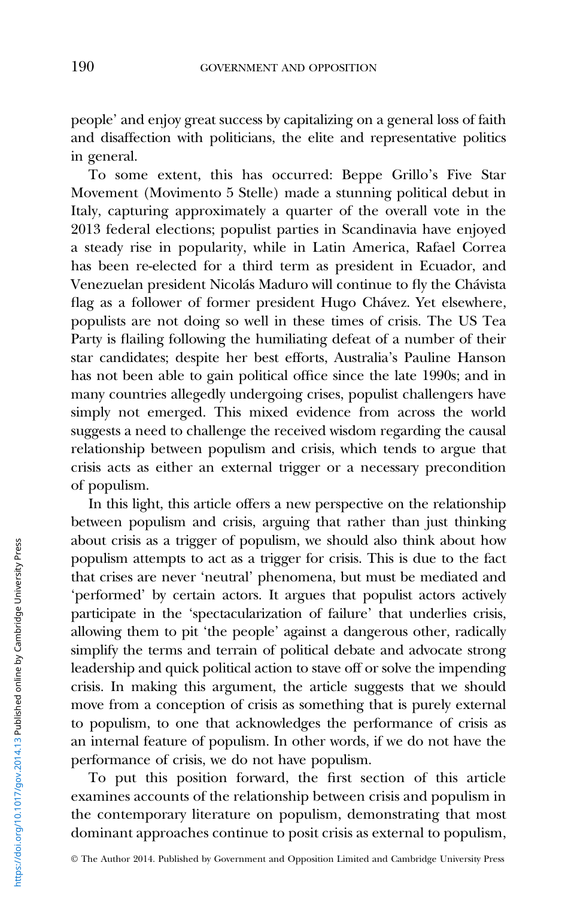people' and enjoy great success by capitalizing on a general loss of faith and disaffection with politicians, the elite and representative politics in general.

To some extent, this has occurred: Beppe Grillo's Five Star Movement (Movimento 5 Stelle) made a stunning political debut in Italy, capturing approximately a quarter of the overall vote in the 2013 federal elections; populist parties in Scandinavia have enjoyed a steady rise in popularity, while in Latin America, Rafael Correa has been re-elected for a third term as president in Ecuador, and Venezuelan president Nicolás Maduro will continue to fly the Chávista flag as a follower of former president Hugo Chávez. Yet elsewhere, populists are not doing so well in these times of crisis. The US Tea Party is flailing following the humiliating defeat of a number of their star candidates; despite her best efforts, Australia's Pauline Hanson has not been able to gain political office since the late 1990s; and in many countries allegedly undergoing crises, populist challengers have simply not emerged. This mixed evidence from across the world suggests a need to challenge the received wisdom regarding the causal relationship between populism and crisis, which tends to argue that crisis acts as either an external trigger or a necessary precondition of populism.

In this light, this article offers a new perspective on the relationship between populism and crisis, arguing that rather than just thinking about crisis as a trigger of populism, we should also think about how populism attempts to act as a trigger for crisis. This is due to the fact that crises are never 'neutral' phenomena, but must be mediated and 'performed' by certain actors. It argues that populist actors actively participate in the 'spectacularization of failure' that underlies crisis, allowing them to pit 'the people' against a dangerous other, radically simplify the terms and terrain of political debate and advocate strong leadership and quick political action to stave off or solve the impending crisis. In making this argument, the article suggests that we should move from a conception of crisis as something that is purely external to populism, to one that acknowledges the performance of crisis as an internal feature of populism. In other words, if we do not have the performance of crisis, we do not have populism.

To put this position forward, the first section of this article examines accounts of the relationship between crisis and populism in the contemporary literature on populism, demonstrating that most dominant approaches continue to posit crisis as external to populism,

© The Author 2014. Published by Government and Opposition Limited and Cambridge University Press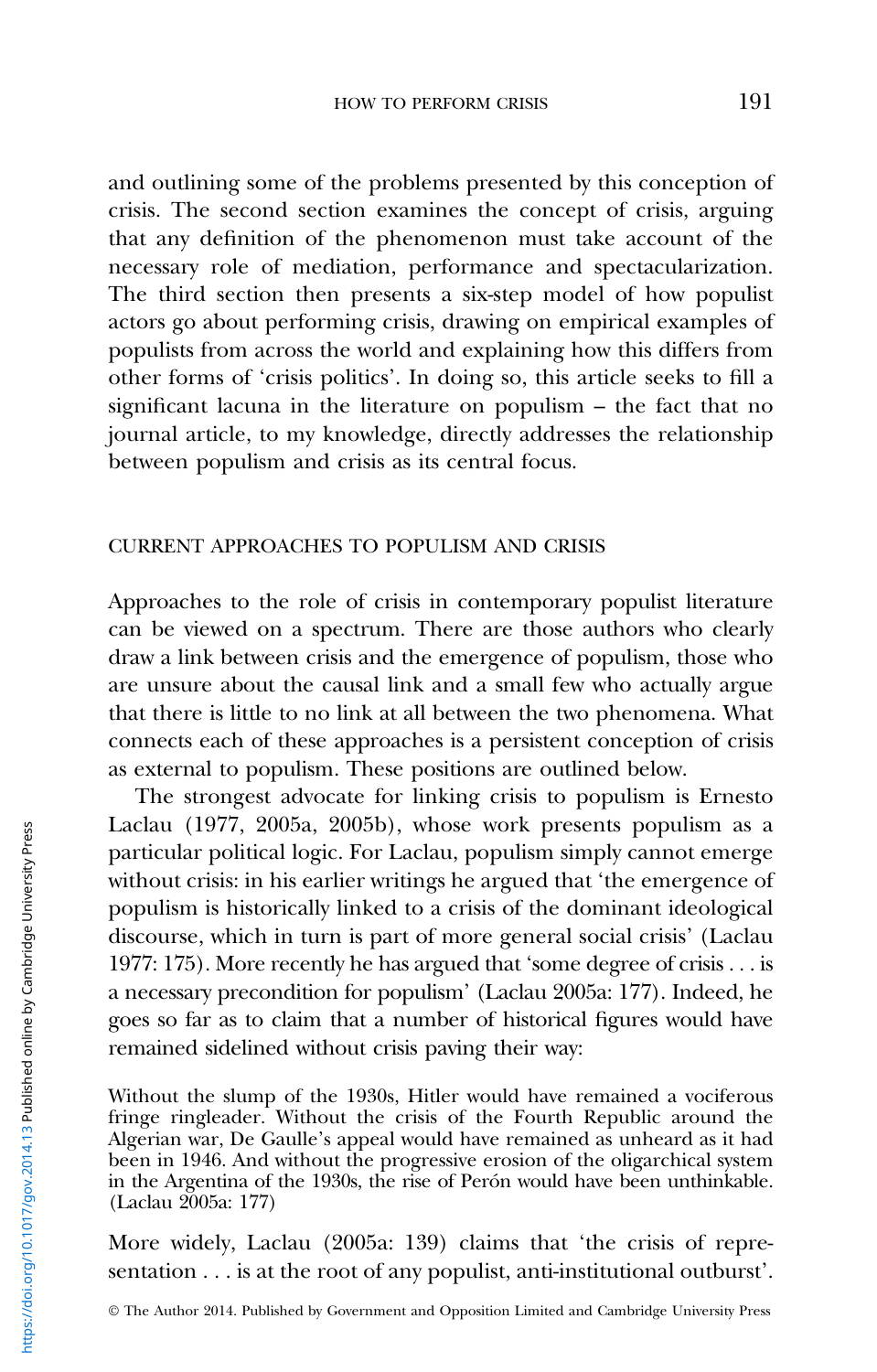and outlining some of the problems presented by this conception of crisis. The second section examines the concept of crisis, arguing that any definition of the phenomenon must take account of the necessary role of mediation, performance and spectacularization. The third section then presents a six-step model of how populist actors go about performing crisis, drawing on empirical examples of populists from across the world and explaining how this differs from other forms of 'crisis politics'. In doing so, this article seeks to fill a significant lacuna in the literature on populism – the fact that no journal article, to my knowledge, directly addresses the relationship between populism and crisis as its central focus.

## CURRENT APPROACHES TO POPULISM AND CRISIS

Approaches to the role of crisis in contemporary populist literature can be viewed on a spectrum. There are those authors who clearly draw a link between crisis and the emergence of populism, those who are unsure about the causal link and a small few who actually argue that there is little to no link at all between the two phenomena. What connects each of these approaches is a persistent conception of crisis as external to populism. These positions are outlined below.

The strongest advocate for linking crisis to populism is Ernesto Laclau (1977, 2005a, 2005b), whose work presents populism as a particular political logic. For Laclau, populism simply cannot emerge without crisis: in his earlier writings he argued that 'the emergence of populism is historically linked to a crisis of the dominant ideological discourse, which in turn is part of more general social crisis' (Laclau 1977: 175). More recently he has argued that 'some degree of crisis . . . is a necessary precondition for populism' (Laclau 2005a: 177). Indeed, he goes so far as to claim that a number of historical figures would have remained sidelined without crisis paving their way:

> Without the slump of the 1930s, Hitler would have remained a vociferous fringe ringleader. Without the crisis of the Fourth Republic around the Algerian war, De Gaulle's appeal would have remained as unheard as it had been in 1946. And without the progressive erosion of the oligarchical system in the Argentina of the 1930s, the rise of Perón would have been unthinkable. (Laclau 2005a: 177)

More widely, Laclau (2005a: 139) claims that 'the crisis of representation . . . is at the root of any populist, anti-institutional outburst'.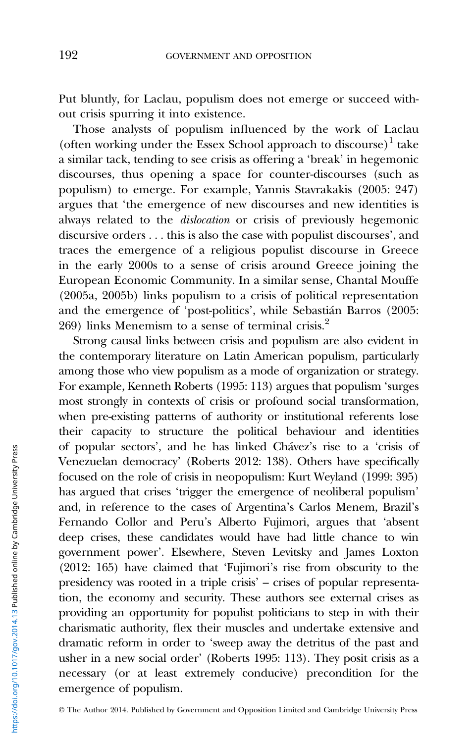Put bluntly, for Laclau, populism does not emerge or succeed without crisis spurring it into existence.

Those analysts of populism influenced by the work of Laclau (often working under the Essex School approach to discourse)[1] take a similar tack, tending to see crisis as offering a 'break' in hegemonic discourses, thus opening a space for counter-discourses (such as populism) to emerge. For example, Yannis Stavrakakis (2005: 247) argues that 'the emergence of new discourses and new identities is always related to the *dislocation* or crisis of previously hegemonic discursive orders . . . this is also the case with populist discourses', and traces the emergence of a religious populist discourse in Greece in the early 2000s to a sense of crisis around Greece joining the European Economic Community. In a similar sense, Chantal Mouffe (2005a, 2005b) links populism to a crisis of political representation and the emergence of 'post-politics', while Sebastián Barros (2005: 269) links Menemism to a sense of terminal crisis.[2]

Strong causal links between crisis and populism are also evident in the contemporary literature on Latin American populism, particularly among those who view populism as a mode of organization or strategy. For example, Kenneth Roberts (1995: 113) argues that populism 'surges most strongly in contexts of crisis or profound social transformation, when pre-existing patterns of authority or institutional referents lose their capacity to structure the political behaviour and identities of popular sectors', and he has linked Chávez's rise to a 'crisis of Venezuelan democracy' (Roberts 2012: 138). Others have specifically focused on the role of crisis in neopopulism: Kurt Weyland (1999: 395) has argued that crises 'trigger the emergence of neoliberal populism' and, in reference to the cases of Argentina's Carlos Menem, Brazil's Fernando Collor and Peru's Alberto Fujimori, argues that 'absent deep crises, these candidates would have had little chance to win government power'. Elsewhere, Steven Levitsky and James Loxton (2012: 165) have claimed that 'Fujimori's rise from obscurity to the presidency was rooted in a triple crisis' – crises of popular representation, the economy and security. These authors see external crises as providing an opportunity for populist politicians to step in with their charismatic authority, flex their muscles and undertake extensive and dramatic reform in order to 'sweep away the detritus of the past and usher in a new social order' (Roberts 1995: 113). They posit crisis as a necessary (or at least extremely conducive) precondition for the emergence of populism.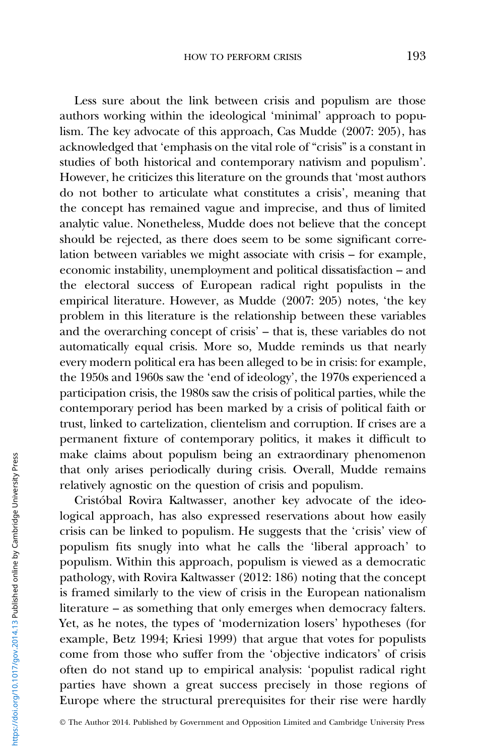Less sure about the link between crisis and populism are those authors working within the ideological 'minimal' approach to populism. The key advocate of this approach, Cas Mudde (2007: 205), has acknowledged that 'emphasis on the vital role of "crisis" is a constant in studies of both historical and contemporary nativism and populism'. However, he criticizes this literature on the grounds that 'most authors do not bother to articulate what constitutes a crisis', meaning that the concept has remained vague and imprecise, and thus of limited analytic value. Nonetheless, Mudde does not believe that the concept should be rejected, as there does seem to be some significant correlation between variables we might associate with crisis – for example, economic instability, unemployment and political dissatisfaction – and the electoral success of European radical right populists in the empirical literature. However, as Mudde (2007: 205) notes, 'the key problem in this literature is the relationship between these variables and the overarching concept of crisis' – that is, these variables do not automatically equal crisis. More so, Mudde reminds us that nearly every modern political era has been alleged to be in crisis: for example, the 1950s and 1960s saw the 'end of ideology', the 1970s experienced a participation crisis, the 1980s saw the crisis of political parties, while the contemporary period has been marked by a crisis of political faith or trust, linked to cartelization, clientelism and corruption. If crises are a permanent fixture of contemporary politics, it makes it difficult to make claims about populism being an extraordinary phenomenon that only arises periodically during crisis. Overall, Mudde remains relatively agnostic on the question of crisis and populism.

Cristóbal Rovira Kaltwasser, another key advocate of the ideological approach, has also expressed reservations about how easily crisis can be linked to populism. He suggests that the 'crisis' view of populism fits snugly into what he calls the 'liberal approach' to populism. Within this approach, populism is viewed as a democratic pathology, with Rovira Kaltwasser (2012: 186) noting that the concept is framed similarly to the view of crisis in the European nationalism literature – as something that only emerges when democracy falters. Yet, as he notes, the types of 'modernization losers' hypotheses (for example, Betz 1994; Kriesi 1999) that argue that votes for populists come from those who suffer from the 'objective indicators' of crisis often do not stand up to empirical analysis: 'populist radical right parties have shown a great success precisely in those regions of Europe where the structural prerequisites for their rise were hardly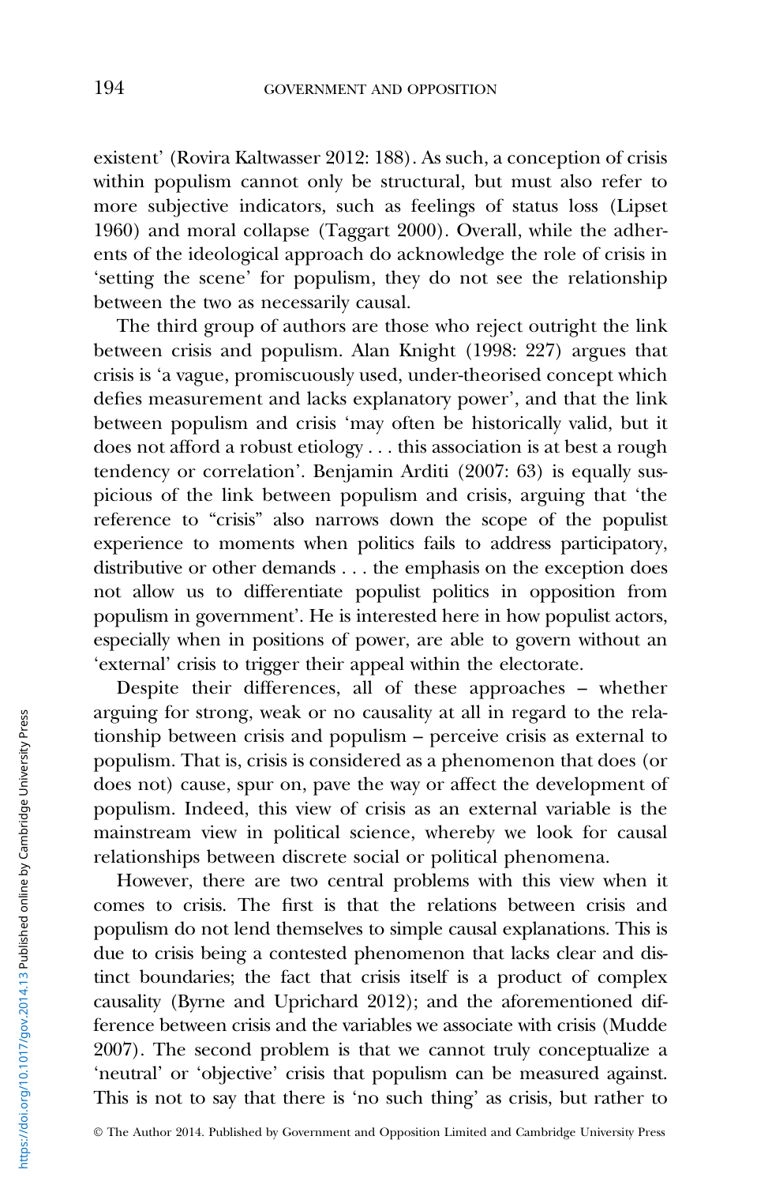existent' (Rovira Kaltwasser 2012: 188). As such, a conception of crisis within populism cannot only be structural, but must also refer to more subjective indicators, such as feelings of status loss (Lipset 1960) and moral collapse (Taggart 2000). Overall, while the adherents of the ideological approach do acknowledge the role of crisis in 'setting the scene' for populism, they do not see the relationship between the two as necessarily causal.

The third group of authors are those who reject outright the link between crisis and populism. Alan Knight (1998: 227) argues that crisis is 'a vague, promiscuously used, under-theorised concept which defies measurement and lacks explanatory power', and that the link between populism and crisis 'may often be historically valid, but it does not afford a robust etiology . . . this association is at best a rough tendency or correlation'. Benjamin Arditi (2007: 63) is equally suspicious of the link between populism and crisis, arguing that 'the reference to "crisis" also narrows down the scope of the populist experience to moments when politics fails to address participatory, distributive or other demands . . . the emphasis on the exception does not allow us to differentiate populist politics in opposition from populism in government'. He is interested here in how populist actors, especially when in positions of power, are able to govern without an 'external' crisis to trigger their appeal within the electorate.

Despite their differences, all of these approaches – whether arguing for strong, weak or no causality at all in regard to the relationship between crisis and populism – perceive crisis as external to populism. That is, crisis is considered as a phenomenon that does (or does not) cause, spur on, pave the way or affect the development of populism. Indeed, this view of crisis as an external variable is the mainstream view in political science, whereby we look for causal relationships between discrete social or political phenomena.

However, there are two central problems with this view when it comes to crisis. The first is that the relations between crisis and populism do not lend themselves to simple causal explanations. This is due to crisis being a contested phenomenon that lacks clear and distinct boundaries; the fact that crisis itself is a product of complex causality (Byrne and Uprichard 2012); and the aforementioned difference between crisis and the variables we associate with crisis (Mudde 2007). The second problem is that we cannot truly conceptualize a 'neutral' or 'objective' crisis that populism can be measured against. This is not to say that there is 'no such thing' as crisis, but rather to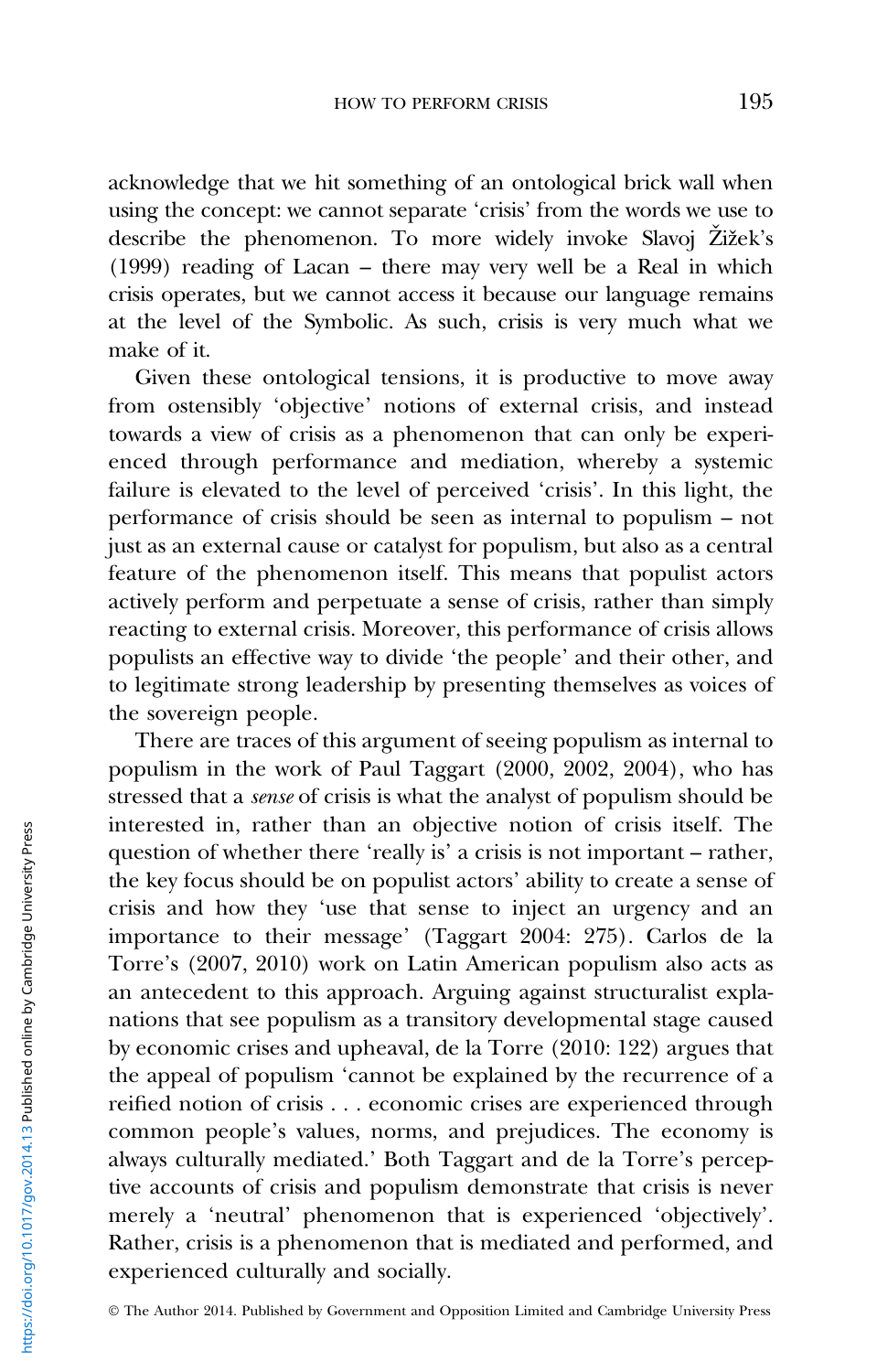acknowledge that we hit something of an ontological brick wall when using the concept: we cannot separate 'crisis' from the words we use to describe the phenomenon. To more widely invoke Slavoj Žižek's (1999) reading of Lacan – there may very well be a Real in which crisis operates, but we cannot access it because our language remains at the level of the Symbolic. As such, crisis is very much what we make of it.

Given these ontological tensions, it is productive to move away from ostensibly 'objective' notions of external crisis, and instead towards a view of crisis as a phenomenon that can only be experienced through performance and mediation, whereby a systemic failure is elevated to the level of perceived 'crisis'. In this light, the performance of crisis should be seen as internal to populism – not just as an external cause or catalyst for populism, but also as a central feature of the phenomenon itself. This means that populist actors actively perform and perpetuate a sense of crisis, rather than simply reacting to external crisis. Moreover, this performance of crisis allows populists an effective way to divide 'the people' and their other, and to legitimate strong leadership by presenting themselves as voices of the sovereign people.

There are traces of this argument of seeing populism as internal to populism in the work of Paul Taggart (2000, 2002, 2004), who has stressed that a *sense* of crisis is what the analyst of populism should be interested in, rather than an objective notion of crisis itself. The question of whether there 'really is' a crisis is not important – rather, the key focus should be on populist actors' ability to create a sense of crisis and how they 'use that sense to inject an urgency and an importance to their message' (Taggart 2004: 275). Carlos de la Torre's (2007, 2010) work on Latin American populism also acts as an antecedent to this approach. Arguing against structuralist explanations that see populism as a transitory developmental stage caused by economic crises and upheaval, de la Torre (2010: 122) argues that the appeal of populism 'cannot be explained by the recurrence of a reified notion of crisis . . . economic crises are experienced through common people's values, norms, and prejudices. The economy is always culturally mediated.' Both Taggart and de la Torre's perceptive accounts of crisis and populism demonstrate that crisis is never merely a 'neutral' phenomenon that is experienced 'objectively'. Rather, crisis is a phenomenon that is mediated and performed, and experienced culturally and socially.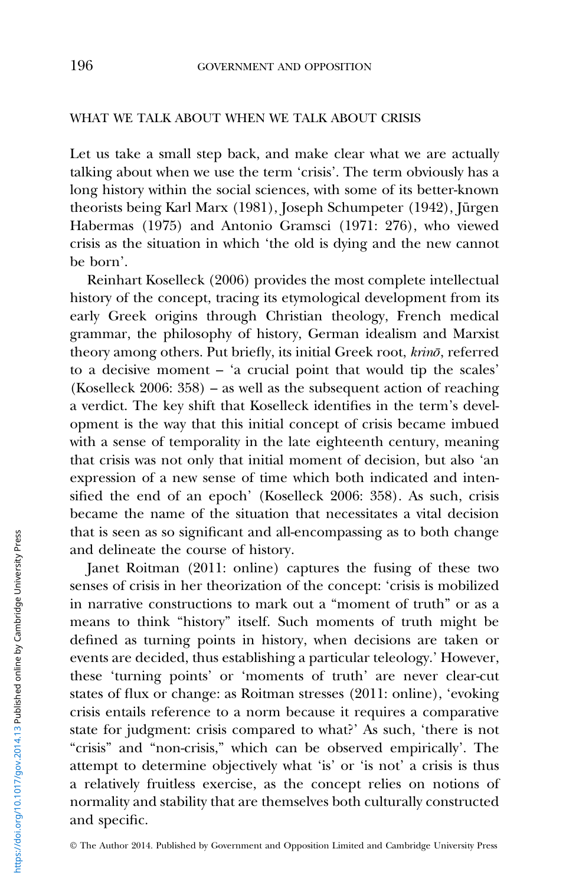## WHAT WE TALK ABOUT WHEN WE TALK ABOUT CRISIS

Let us take a small step back, and make clear what we are actually talking about when we use the term 'crisis'. The term obviously has a long history within the social sciences, with some of its better-known theorists being Karl Marx (1981), Joseph Schumpeter (1942), Jürgen Habermas (1975) and Antonio Gramsci (1971: 276), who viewed crisis as the situation in which 'the old is dying and the new cannot be born'.

Reinhart Koselleck (2006) provides the most complete intellectual history of the concept, tracing its etymological development from its early Greek origins through Christian theology, French medical grammar, the philosophy of history, German idealism and Marxist theory among others. Put briefly, its initial Greek root, *krinō*, referred to a decisive moment – 'a crucial point that would tip the scales' (Koselleck 2006: 358) – as well as the subsequent action of reaching a verdict. The key shift that Koselleck identifies in the term's development is the way that this initial concept of crisis became imbued with a sense of temporality in the late eighteenth century, meaning that crisis was not only that initial moment of decision, but also 'an expression of a new sense of time which both indicated and intensified the end of an epoch' (Koselleck 2006: 358). As such, crisis became the name of the situation that necessitates a vital decision that is seen as so significant and all-encompassing as to both change and delineate the course of history.

Janet Roitman (2011: online) captures the fusing of these two senses of crisis in her theorization of the concept: 'crisis is mobilized in narrative constructions to mark out a "moment of truth" or as a means to think "history" itself. Such moments of truth might be defined as turning points in history, when decisions are taken or events are decided, thus establishing a particular teleology.' However, these 'turning points' or 'moments of truth' are never clear-cut states of flux or change: as Roitman stresses (2011: online), 'evoking crisis entails reference to a norm because it requires a comparative state for judgment: crisis compared to what?' As such, 'there is not "crisis" and "non-crisis," which can be observed empirically'. The attempt to determine objectively what 'is' or 'is not' a crisis is thus a relatively fruitless exercise, as the concept relies on notions of normality and stability that are themselves both culturally constructed and specific.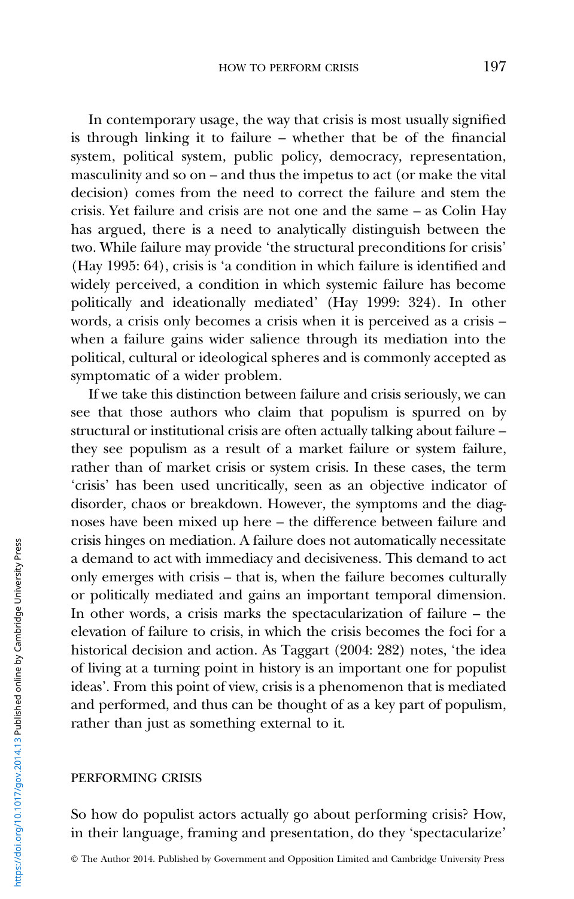In contemporary usage, the way that crisis is most usually signified is through linking it to failure – whether that be of the financial system, political system, public policy, democracy, representation, masculinity and so on – and thus the impetus to act (or make the vital decision) comes from the need to correct the failure and stem the crisis. Yet failure and crisis are not one and the same – as Colin Hay has argued, there is a need to analytically distinguish between the two. While failure may provide 'the structural preconditions for crisis' (Hay 1995: 64), crisis is 'a condition in which failure is identified and widely perceived, a condition in which systemic failure has become politically and ideationally mediated' (Hay 1999: 324). In other words, a crisis only becomes a crisis when it is perceived as a crisis – when a failure gains wider salience through its mediation into the political, cultural or ideological spheres and is commonly accepted as symptomatic of a wider problem.

If we take this distinction between failure and crisis seriously, we can see that those authors who claim that populism is spurred on by structural or institutional crisis are often actually talking about failure – they see populism as a result of a market failure or system failure, rather than of market crisis or system crisis. In these cases, the term 'crisis' has been used uncritically, seen as an objective indicator of disorder, chaos or breakdown. However, the symptoms and the diagnoses have been mixed up here – the difference between failure and crisis hinges on mediation. A failure does not automatically necessitate a demand to act with immediacy and decisiveness. This demand to act only emerges with crisis – that is, when the failure becomes culturally or politically mediated and gains an important temporal dimension. In other words, a crisis marks the spectacularization of failure – the elevation of failure to crisis, in which the crisis becomes the foci for a historical decision and action. As Taggart (2004: 282) notes, 'the idea of living at a turning point in history is an important one for populist ideas'. From this point of view, crisis is a phenomenon that is mediated and performed, and thus can be thought of as a key part of populism, rather than just as something external to it.

## PERFORMING CRISIS

So how do populist actors actually go about performing crisis? How, in their language, framing and presentation, do they 'spectacularize'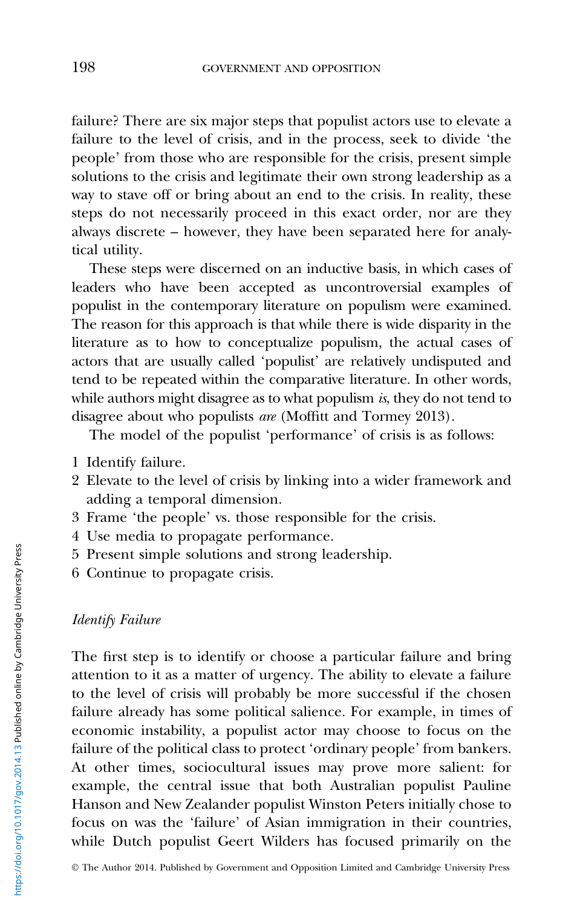failure? There are six major steps that populist actors use to elevate a failure to the level of crisis, and in the process, seek to divide 'the people' from those who are responsible for the crisis, present simple solutions to the crisis and legitimate their own strong leadership as a way to stave off or bring about an end to the crisis. In reality, these steps do not necessarily proceed in this exact order, nor are they always discrete – however, they have been separated here for analytical utility.

These steps were discerned on an inductive basis, in which cases of leaders who have been accepted as uncontroversial examples of populist in the contemporary literature on populism were examined. The reason for this approach is that while there is wide disparity in the literature as to how to conceptualize populism, the actual cases of actors that are usually called 'populist' are relatively undisputed and tend to be repeated within the comparative literature. In other words, while authors might disagree as to what populism *is*, they do not tend to disagree about who populists *are* (Moffitt and Tormey 2013).

The model of the populist 'performance' of crisis is as follows:

1. Identify failure.
2. Elevate to the level of crisis by linking into a wider framework and adding a temporal dimension.
3. Frame 'the people' vs. those responsible for the crisis.
4. Use media to propagate performance.
5. Present simple solutions and strong leadership.
6. Continue to propagate crisis.

### *Identify Failure*

The first step is to identify or choose a particular failure and bring attention to it as a matter of urgency. The ability to elevate a failure to the level of crisis will probably be more successful if the chosen failure already has some political salience. For example, in times of economic instability, a populist actor may choose to focus on the failure of the political class to protect 'ordinary people' from bankers. At other times, sociocultural issues may prove more salient: for example, the central issue that both Australian populist Pauline Hanson and New Zealander populist Winston Peters initially chose to focus on was the 'failure' of Asian immigration in their countries, while Dutch populist Geert Wilders has focused primarily on the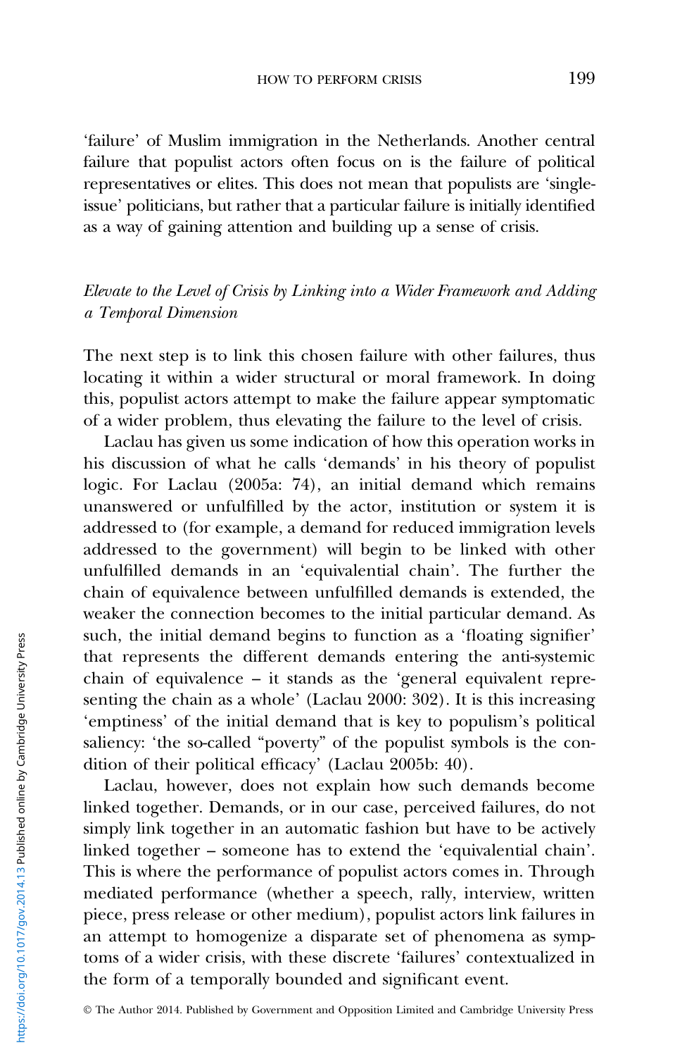'failure' of Muslim immigration in the Netherlands. Another central failure that populist actors often focus on is the failure of political representatives or elites. This does not mean that populists are 'single-issue' politicians, but rather that a particular failure is initially identified as a way of gaining attention and building up a sense of crisis.

### *Elevate to the Level of Crisis by Linking into a Wider Framework and Adding a Temporal Dimension*

The next step is to link this chosen failure with other failures, thus locating it within a wider structural or moral framework. In doing this, populist actors attempt to make the failure appear symptomatic of a wider problem, thus elevating the failure to the level of crisis.

Laclau has given us some indication of how this operation works in his discussion of what he calls 'demands' in his theory of populist logic. For Laclau (2005a: 74), an initial demand which remains unanswered or unfulfilled by the actor, institution or system it is addressed to (for example, a demand for reduced immigration levels addressed to the government) will begin to be linked with other unfulfilled demands in an 'equivalential chain'. The further the chain of equivalence between unfulfilled demands is extended, the weaker the connection becomes to the initial particular demand. As such, the initial demand begins to function as a 'floating signifier' that represents the different demands entering the anti-systemic chain of equivalence – it stands as the 'general equivalent representing the chain as a whole' (Laclau 2000: 302). It is this increasing 'emptiness' of the initial demand that is key to populism's political saliency: 'the so-called "poverty" of the populist symbols is the condition of their political efficacy' (Laclau 2005b: 40).

Laclau, however, does not explain how such demands become linked together. Demands, or in our case, perceived failures, do not simply link together in an automatic fashion but have to be actively linked together – someone has to extend the 'equivalential chain'. This is where the performance of populist actors comes in. Through mediated performance (whether a speech, rally, interview, written piece, press release or other medium), populist actors link failures in an attempt to homogenize a disparate set of phenomena as symptoms of a wider crisis, with these discrete 'failures' contextualized in the form of a temporally bounded and significant event.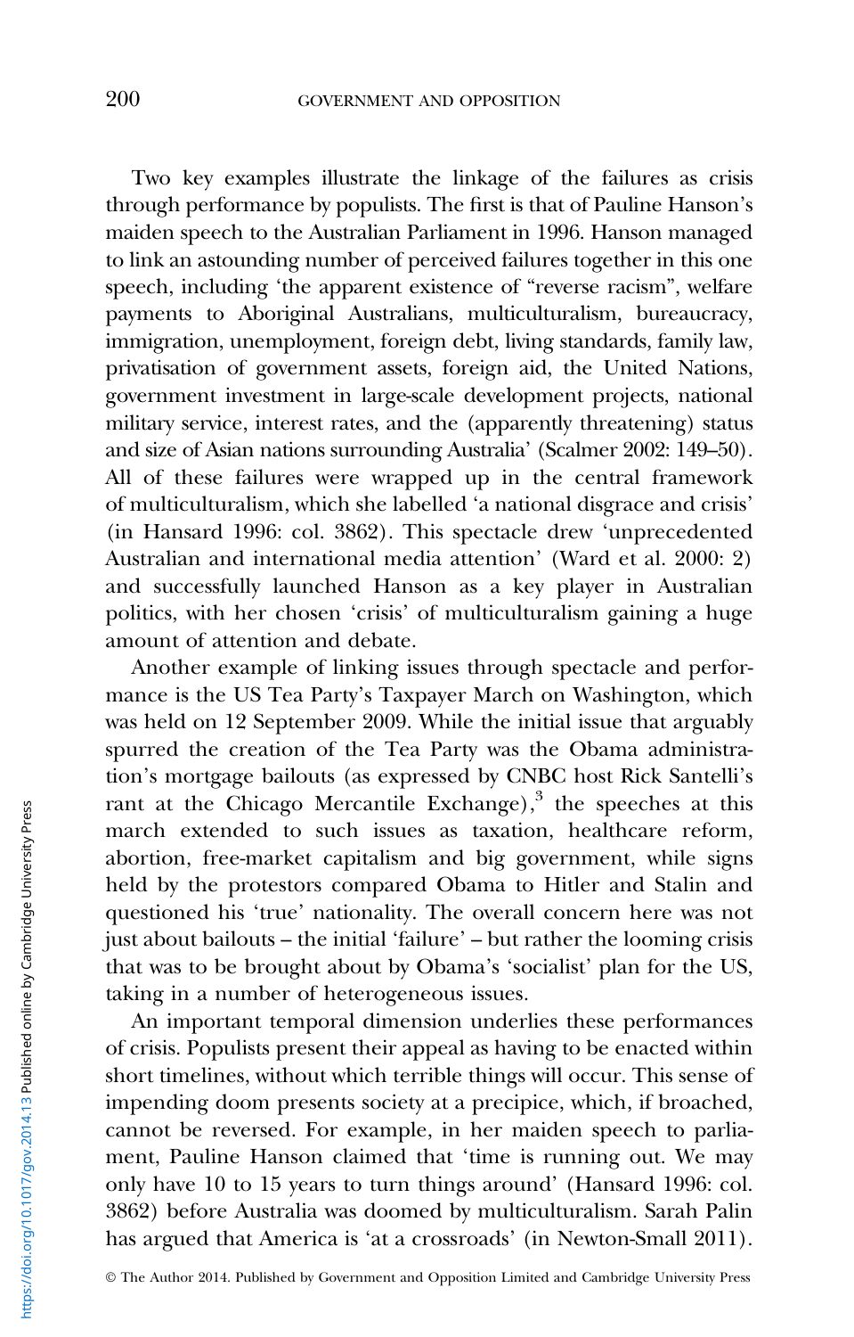Two key examples illustrate the linkage of the failures as crisis through performance by populists. The first is that of Pauline Hanson's maiden speech to the Australian Parliament in 1996. Hanson managed to link an astounding number of perceived failures together in this one speech, including 'the apparent existence of "reverse racism", welfare payments to Aboriginal Australians, multiculturalism, bureaucracy, immigration, unemployment, foreign debt, living standards, family law, privatisation of government assets, foreign aid, the United Nations, government investment in large-scale development projects, national military service, interest rates, and the (apparently threatening) status and size of Asian nations surrounding Australia' (Scalmer 2002: 149–50). All of these failures were wrapped up in the central framework of multiculturalism, which she labelled 'a national disgrace and crisis' (in Hansard 1996: col. 3862). This spectacle drew 'unprecedented Australian and international media attention' (Ward et al. 2000: 2) and successfully launched Hanson as a key player in Australian politics, with her chosen 'crisis' of multiculturalism gaining a huge amount of attention and debate.

Another example of linking issues through spectacle and performance is the US Tea Party's Taxpayer March on Washington, which was held on 12 September 2009. While the initial issue that arguably spurred the creation of the Tea Party was the Obama administration's mortgage bailouts (as expressed by CNBC host Rick Santelli's rant at the Chicago Mercantile Exchange),[3] the speeches at this march extended to such issues as taxation, healthcare reform, abortion, free-market capitalism and big government, while signs held by the protestors compared Obama to Hitler and Stalin and questioned his 'true' nationality. The overall concern here was not just about bailouts – the initial 'failure' – but rather the looming crisis that was to be brought about by Obama's 'socialist' plan for the US, taking in a number of heterogeneous issues.

An important temporal dimension underlies these performances of crisis. Populists present their appeal as having to be enacted within short timelines, without which terrible things will occur. This sense of impending doom presents society at a precipice, which, if broached, cannot be reversed. For example, in her maiden speech to parliament, Pauline Hanson claimed that 'time is running out. We may only have 10 to 15 years to turn things around' (Hansard 1996: col. 3862) before Australia was doomed by multiculturalism. Sarah Palin has argued that America is 'at a crossroads' (in Newton-Small 2011).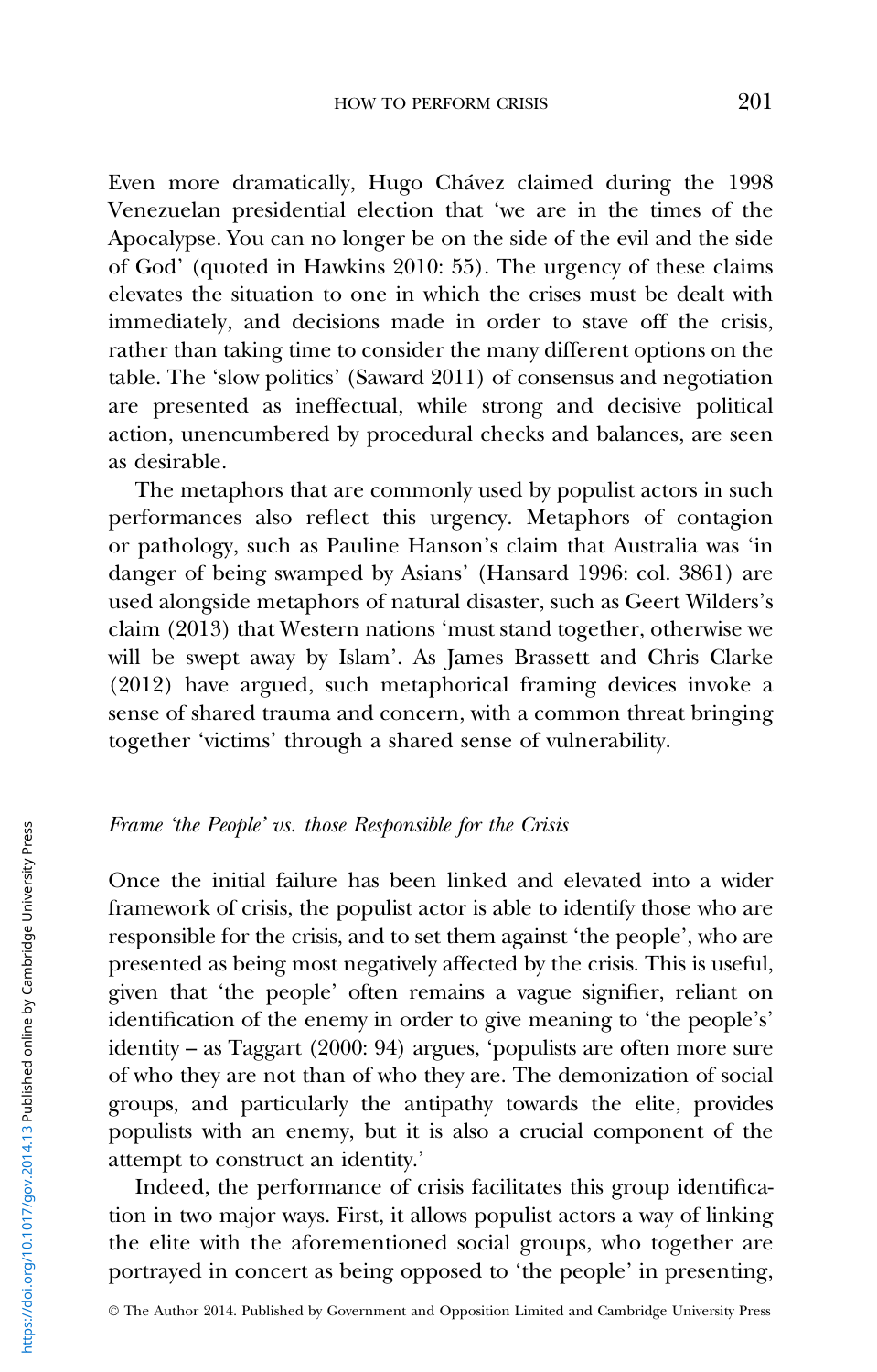Even more dramatically, Hugo Chávez claimed during the 1998 Venezuelan presidential election that 'we are in the times of the Apocalypse. You can no longer be on the side of the evil and the side of God' (quoted in Hawkins 2010: 55). The urgency of these claims elevates the situation to one in which the crises must be dealt with immediately, and decisions made in order to stave off the crisis, rather than taking time to consider the many different options on the table. The 'slow politics' (Saward 2011) of consensus and negotiation are presented as ineffectual, while strong and decisive political action, unencumbered by procedural checks and balances, are seen as desirable.

The metaphors that are commonly used by populist actors in such performances also reflect this urgency. Metaphors of contagion or pathology, such as Pauline Hanson's claim that Australia was 'in danger of being swamped by Asians' (Hansard 1996: col. 3861) are used alongside metaphors of natural disaster, such as Geert Wilders's claim (2013) that Western nations 'must stand together, otherwise we will be swept away by Islam'. As James Brassett and Chris Clarke (2012) have argued, such metaphorical framing devices invoke a sense of shared trauma and concern, with a common threat bringing together 'victims' through a shared sense of vulnerability.

*Frame 'the People' vs. those Responsible for the Crisis*

Once the initial failure has been linked and elevated into a wider framework of crisis, the populist actor is able to identify those who are responsible for the crisis, and to set them against 'the people', who are presented as being most negatively affected by the crisis. This is useful, given that 'the people' often remains a vague signifier, reliant on identification of the enemy in order to give meaning to 'the people's' identity – as Taggart (2000: 94) argues, 'populists are often more sure of who they are not than of who they are. The demonization of social groups, and particularly the antipathy towards the elite, provides populists with an enemy, but it is also a crucial component of the attempt to construct an identity.'

Indeed, the performance of crisis facilitates this group identification in two major ways. First, it allows populist actors a way of linking the elite with the aforementioned social groups, who together are portrayed in concert as being opposed to 'the people' in presenting,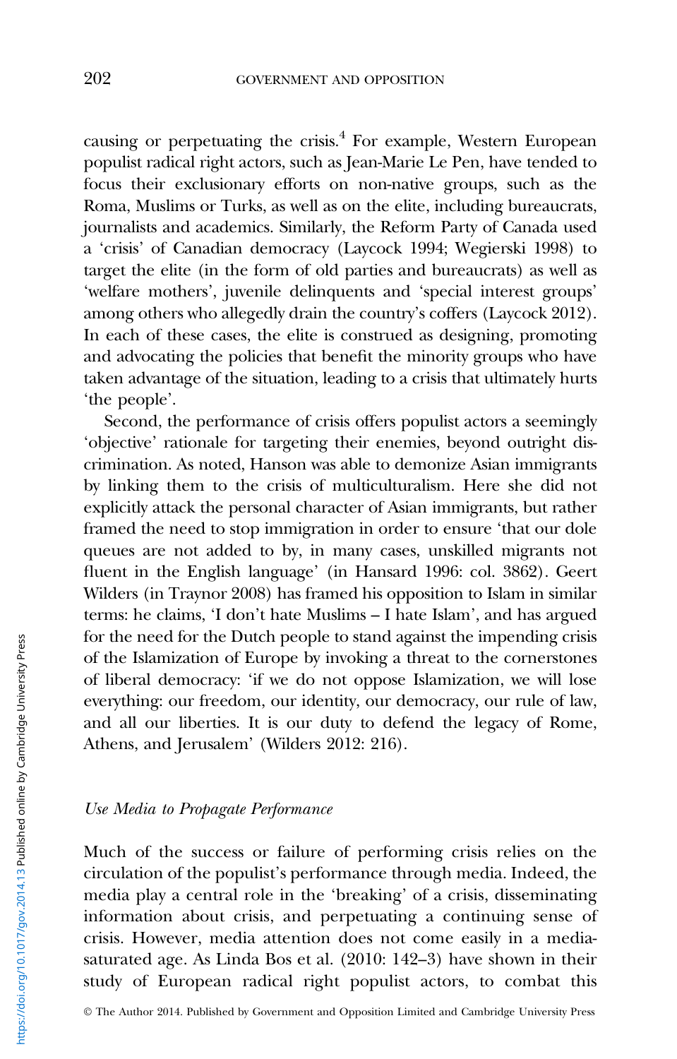causing or perpetuating the crisis.[4] For example, Western European populist radical right actors, such as Jean-Marie Le Pen, have tended to focus their exclusionary efforts on non-native groups, such as the Roma, Muslims or Turks, as well as on the elite, including bureaucrats, journalists and academics. Similarly, the Reform Party of Canada used a 'crisis' of Canadian democracy (Laycock 1994; Wegierski 1998) to target the elite (in the form of old parties and bureaucrats) as well as 'welfare mothers', juvenile delinquents and 'special interest groups' among others who allegedly drain the country's coffers (Laycock 2012). In each of these cases, the elite is construed as designing, promoting and advocating the policies that benefit the minority groups who have taken advantage of the situation, leading to a crisis that ultimately hurts 'the people'.

Second, the performance of crisis offers populist actors a seemingly 'objective' rationale for targeting their enemies, beyond outright discrimination. As noted, Hanson was able to demonize Asian immigrants by linking them to the crisis of multiculturalism. Here she did not explicitly attack the personal character of Asian immigrants, but rather framed the need to stop immigration in order to ensure 'that our dole queues are not added to by, in many cases, unskilled migrants not fluent in the English language' (in Hansard 1996: col. 3862). Geert Wilders (in Traynor 2008) has framed his opposition to Islam in similar terms: he claims, 'I don't hate Muslims – I hate Islam', and has argued for the need for the Dutch people to stand against the impending crisis of the Islamization of Europe by invoking a threat to the cornerstones of liberal democracy: 'if we do not oppose Islamization, we will lose everything: our freedom, our identity, our democracy, our rule of law, and all our liberties. It is our duty to defend the legacy of Rome, Athens, and Jerusalem' (Wilders 2012: 216).

### *Use Media to Propagate Performance*

Much of the success or failure of performing crisis relies on the circulation of the populist's performance through media. Indeed, the media play a central role in the 'breaking' of a crisis, disseminating information about crisis, and perpetuating a continuing sense of crisis. However, media attention does not come easily in a media-saturated age. As Linda Bos et al. (2010: 142–3) have shown in their study of European radical right populist actors, to combat this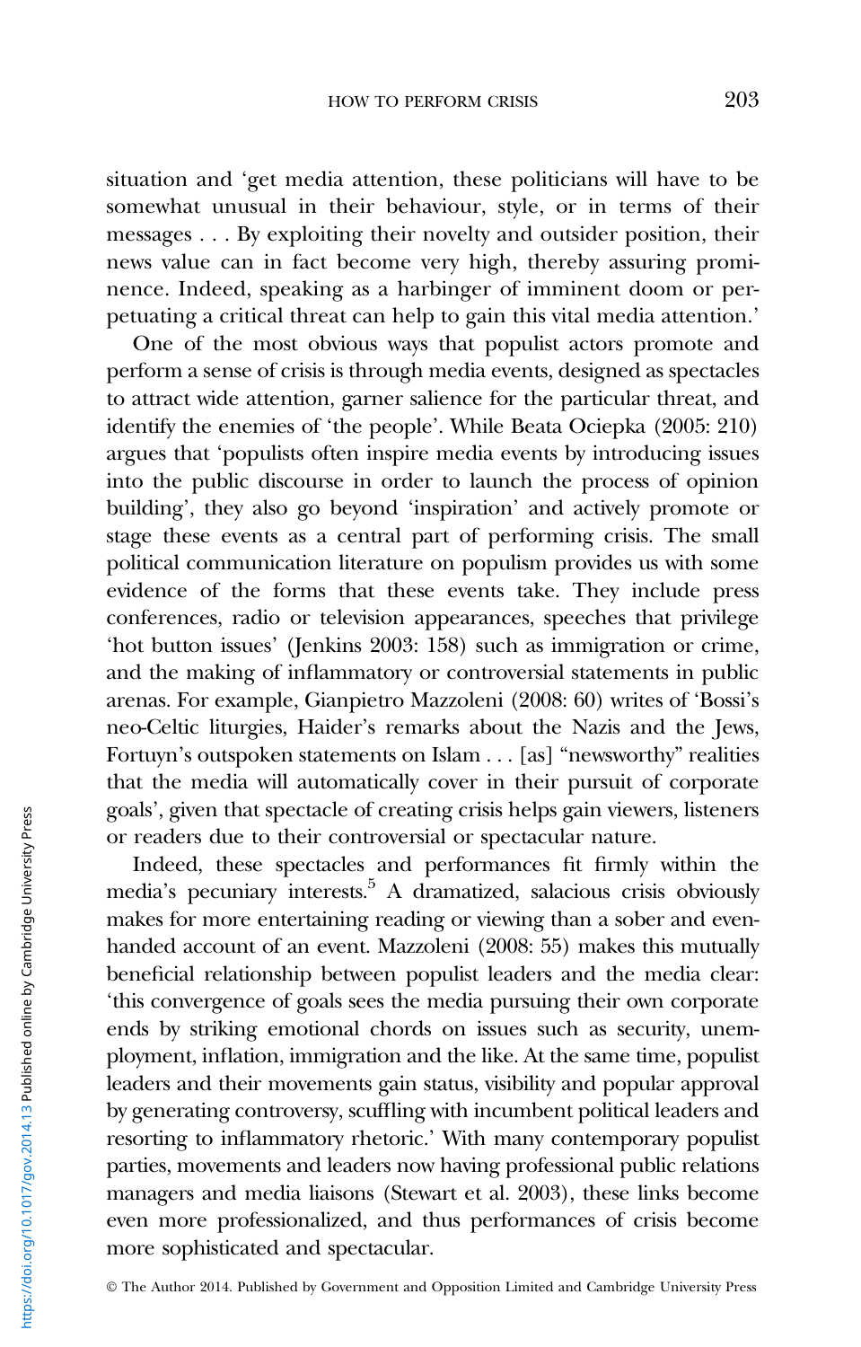situation and 'get media attention, these politicians will have to be somewhat unusual in their behaviour, style, or in terms of their messages . . . By exploiting their novelty and outsider position, their news value can in fact become very high, thereby assuring prominence. Indeed, speaking as a harbinger of imminent doom or perpetuating a critical threat can help to gain this vital media attention.'

One of the most obvious ways that populist actors promote and perform a sense of crisis is through media events, designed as spectacles to attract wide attention, garner salience for the particular threat, and identify the enemies of 'the people'. While Beata Ociepka (2005: 210) argues that 'populists often inspire media events by introducing issues into the public discourse in order to launch the process of opinion building', they also go beyond 'inspiration' and actively promote or stage these events as a central part of performing crisis. The small political communication literature on populism provides us with some evidence of the forms that these events take. They include press conferences, radio or television appearances, speeches that privilege 'hot button issues' (Jenkins 2003: 158) such as immigration or crime, and the making of inflammatory or controversial statements in public arenas. For example, Gianpietro Mazzoleni (2008: 60) writes of 'Bossi's neo-Celtic liturgies, Haider's remarks about the Nazis and the Jews, Fortuyn's outspoken statements on Islam . . . [as] "newsworthy" realities that the media will automatically cover in their pursuit of corporate goals', given that spectacle of creating crisis helps gain viewers, listeners or readers due to their controversial or spectacular nature.

Indeed, these spectacles and performances fit firmly within the media's pecuniary interests.[5] A dramatized, salacious crisis obviously makes for more entertaining reading or viewing than a sober and even-handed account of an event. Mazzoleni (2008: 55) makes this mutually beneficial relationship between populist leaders and the media clear: 'this convergence of goals sees the media pursuing their own corporate ends by striking emotional chords on issues such as security, unemployment, inflation, immigration and the like. At the same time, populist leaders and their movements gain status, visibility and popular approval by generating controversy, scuffling with incumbent political leaders and resorting to inflammatory rhetoric.' With many contemporary populist parties, movements and leaders now having professional public relations managers and media liaisons (Stewart et al. 2003), these links become even more professionalized, and thus performances of crisis become more sophisticated and spectacular.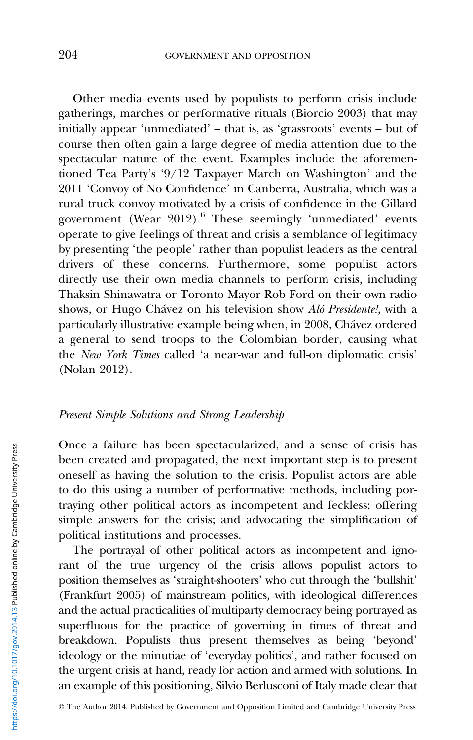Other media events used by populists to perform crisis include gatherings, marches or performative rituals (Biorcio 2003) that may initially appear 'unmediated' – that is, as 'grassroots' events – but of course then often gain a large degree of media attention due to the spectacular nature of the event. Examples include the aforementioned Tea Party's '9/12 Taxpayer March on Washington' and the 2011 'Convoy of No Confidence' in Canberra, Australia, which was a rural truck convoy motivated by a crisis of confidence in the Gillard government (Wear 2012).[6] These seemingly 'unmediated' events operate to give feelings of threat and crisis a semblance of legitimacy by presenting 'the people' rather than populist leaders as the central drivers of these concerns. Furthermore, some populist actors directly use their own media channels to perform crisis, including Thaksin Shinawatra or Toronto Mayor Rob Ford on their own radio shows, or Hugo Chávez on his television show *Aló Presidente!*, with a particularly illustrative example being when, in 2008, Chávez ordered a general to send troops to the Colombian border, causing what the *New York Times* called 'a near-war and full-on diplomatic crisis' (Nolan 2012).

### *Present Simple Solutions and Strong Leadership*

Once a failure has been spectacularized, and a sense of crisis has been created and propagated, the next important step is to present oneself as having the solution to the crisis. Populist actors are able to do this using a number of performative methods, including portraying other political actors as incompetent and feckless; offering simple answers for the crisis; and advocating the simplification of political institutions and processes.

The portrayal of other political actors as incompetent and ignorant of the true urgency of the crisis allows populist actors to position themselves as 'straight-shooters' who cut through the 'bullshit' (Frankfurt 2005) of mainstream politics, with ideological differences and the actual practicalities of multiparty democracy being portrayed as superfluous for the practice of governing in times of threat and breakdown. Populists thus present themselves as being 'beyond' ideology or the minutiae of 'everyday politics', and rather focused on the urgent crisis at hand, ready for action and armed with solutions. In an example of this positioning, Silvio Berlusconi of Italy made clear that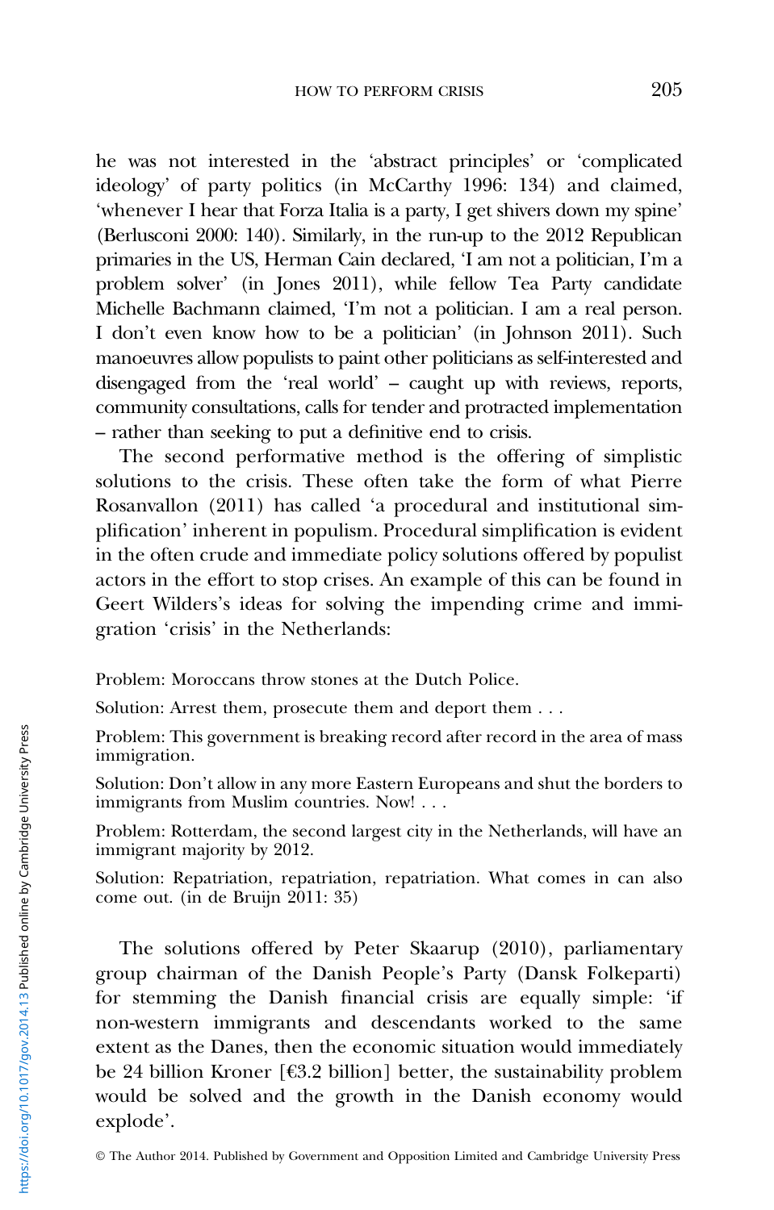he was not interested in the 'abstract principles' or 'complicated ideology' of party politics (in McCarthy 1996: 134) and claimed, 'whenever I hear that Forza Italia is a party, I get shivers down my spine' (Berlusconi 2000: 140). Similarly, in the run-up to the 2012 Republican primaries in the US, Herman Cain declared, 'I am not a politician, I'm a problem solver' (in Jones 2011), while fellow Tea Party candidate Michelle Bachmann claimed, 'I'm not a politician. I am a real person. I don't even know how to be a politician' (in Johnson 2011). Such manoeuvres allow populists to paint other politicians as self-interested and disengaged from the 'real world' – caught up with reviews, reports, community consultations, calls for tender and protracted implementation – rather than seeking to put a definitive end to crisis.

The second performative method is the offering of simplistic solutions to the crisis. These often take the form of what Pierre Rosanvallon (2011) has called 'a procedural and institutional simplification' inherent in populism. Procedural simplification is evident in the often crude and immediate policy solutions offered by populist actors in the effort to stop crises. An example of this can be found in Geert Wilders's ideas for solving the impending crime and immigration 'crisis' in the Netherlands:

> Problem: Moroccans throw stones at the Dutch Police.
>
> Solution: Arrest them, prosecute them and deport them . . .
>
> Problem: This government is breaking record after record in the area of mass immigration.
>
> Solution: Don't allow in any more Eastern Europeans and shut the borders to immigrants from Muslim countries. Now! . . .
>
> Problem: Rotterdam, the second largest city in the Netherlands, will have an immigrant majority by 2012.
>
> Solution: Repatriation, repatriation, repatriation. What comes in can also come out. (in de Bruijn 2011: 35)

The solutions offered by Peter Skaarup (2010), parliamentary group chairman of the Danish People's Party (Dansk Folkeparti) for stemming the Danish financial crisis are equally simple: 'if non-western immigrants and descendants worked to the same extent as the Danes, then the economic situation would immediately be 24 billion Kroner [€3.2 billion] better, the sustainability problem would be solved and the growth in the Danish economy would explode'.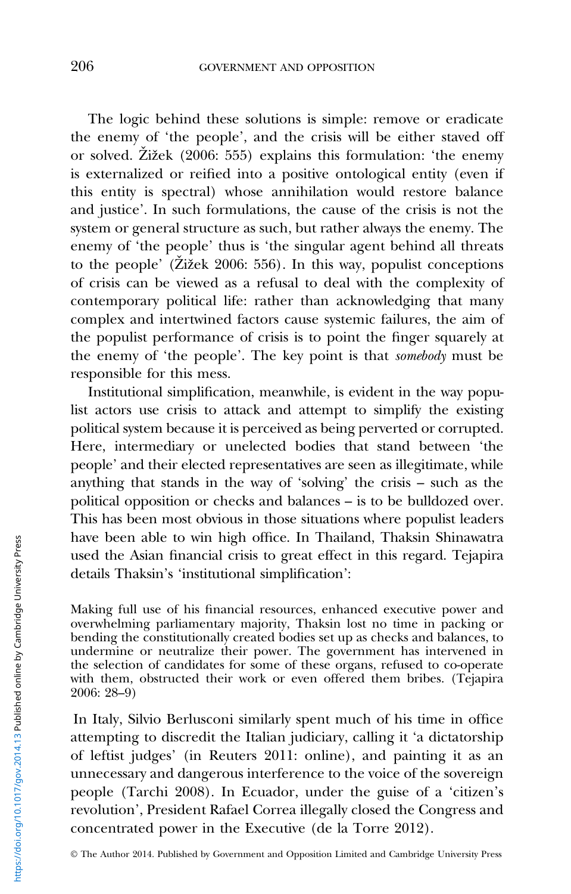The logic behind these solutions is simple: remove or eradicate the enemy of 'the people', and the crisis will be either staved off or solved. Žižek (2006: 555) explains this formulation: 'the enemy is externalized or reified into a positive ontological entity (even if this entity is spectral) whose annihilation would restore balance and justice'. In such formulations, the cause of the crisis is not the system or general structure as such, but rather always the enemy. The enemy of 'the people' thus is 'the singular agent behind all threats to the people' (Žižek 2006: 556). In this way, populist conceptions of crisis can be viewed as a refusal to deal with the complexity of contemporary political life: rather than acknowledging that many complex and intertwined factors cause systemic failures, the aim of the populist performance of crisis is to point the finger squarely at the enemy of 'the people'. The key point is that *somebody* must be responsible for this mess.

Institutional simplification, meanwhile, is evident in the way populist actors use crisis to attack and attempt to simplify the existing political system because it is perceived as being perverted or corrupted. Here, intermediary or unelected bodies that stand between 'the people' and their elected representatives are seen as illegitimate, while anything that stands in the way of 'solving' the crisis – such as the political opposition or checks and balances – is to be bulldozed over. This has been most obvious in those situations where populist leaders have been able to win high office. In Thailand, Thaksin Shinawatra used the Asian financial crisis to great effect in this regard. Tejapira details Thaksin's 'institutional simplification':

> Making full use of his financial resources, enhanced executive power and overwhelming parliamentary majority, Thaksin lost no time in packing or bending the constitutionally created bodies set up as checks and balances, to undermine or neutralize their power. The government has intervened in the selection of candidates for some of these organs, refused to co-operate with them, obstructed their work or even offered them bribes. (Tejapira 2006: 28–9)

In Italy, Silvio Berlusconi similarly spent much of his time in office attempting to discredit the Italian judiciary, calling it 'a dictatorship of leftist judges' (in Reuters 2011: online), and painting it as an unnecessary and dangerous interference to the voice of the sovereign people (Tarchi 2008). In Ecuador, under the guise of a 'citizen's revolution', President Rafael Correa illegally closed the Congress and concentrated power in the Executive (de la Torre 2012).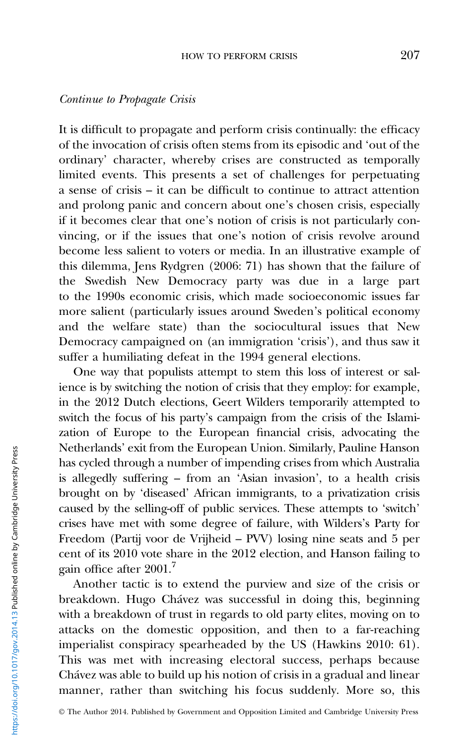*Continue to Propagate Crisis*

It is difficult to propagate and perform crisis continually: the efficacy of the invocation of crisis often stems from its episodic and 'out of the ordinary' character, whereby crises are constructed as temporally limited events. This presents a set of challenges for perpetuating a sense of crisis – it can be difficult to continue to attract attention and prolong panic and concern about one's chosen crisis, especially if it becomes clear that one's notion of crisis is not particularly convincing, or if the issues that one's notion of crisis revolve around become less salient to voters or media. In an illustrative example of this dilemma, Jens Rydgren (2006: 71) has shown that the failure of the Swedish New Democracy party was due in a large part to the 1990s economic crisis, which made socioeconomic issues far more salient (particularly issues around Sweden's political economy and the welfare state) than the sociocultural issues that New Democracy campaigned on (an immigration 'crisis'), and thus saw it suffer a humiliating defeat in the 1994 general elections.

One way that populists attempt to stem this loss of interest or salience is by switching the notion of crisis that they employ: for example, in the 2012 Dutch elections, Geert Wilders temporarily attempted to switch the focus of his party's campaign from the crisis of the Islamization of Europe to the European financial crisis, advocating the Netherlands' exit from the European Union. Similarly, Pauline Hanson has cycled through a number of impending crises from which Australia is allegedly suffering – from an 'Asian invasion', to a health crisis brought on by 'diseased' African immigrants, to a privatization crisis caused by the selling-off of public services. These attempts to 'switch' crises have met with some degree of failure, with Wilders's Party for Freedom (Partij voor de Vrijheid – PVV) losing nine seats and 5 per cent of its 2010 vote share in the 2012 election, and Hanson failing to gain office after 2001.[7]

Another tactic is to extend the purview and size of the crisis or breakdown. Hugo Chávez was successful in doing this, beginning with a breakdown of trust in regards to old party elites, moving on to attacks on the domestic opposition, and then to a far-reaching imperialist conspiracy spearheaded by the US (Hawkins 2010: 61). This was met with increasing electoral success, perhaps because Chávez was able to build up his notion of crisis in a gradual and linear manner, rather than switching his focus suddenly. More so, this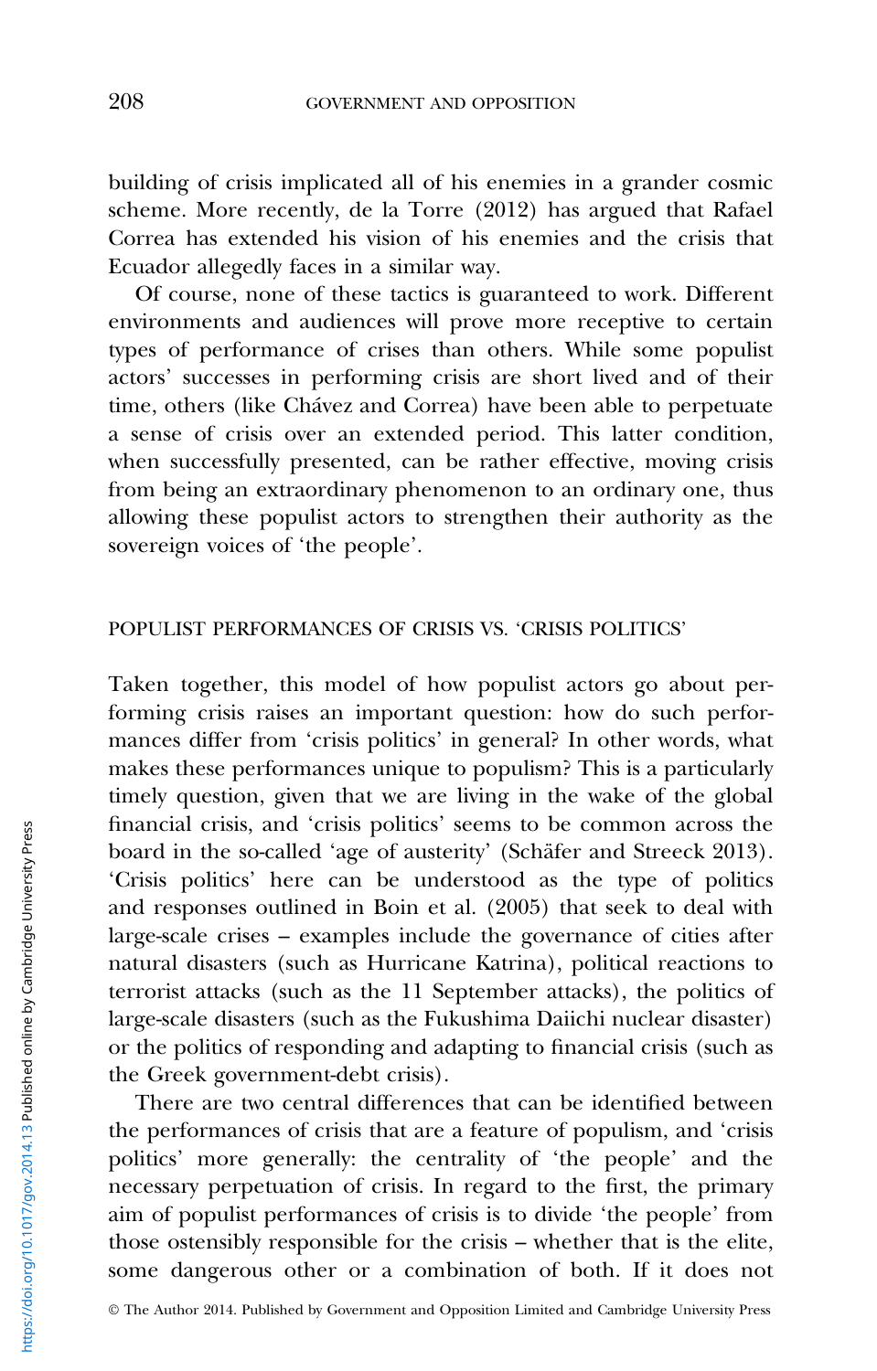building of crisis implicated all of his enemies in a grander cosmic scheme. More recently, de la Torre (2012) has argued that Rafael Correa has extended his vision of his enemies and the crisis that Ecuador allegedly faces in a similar way.

Of course, none of these tactics is guaranteed to work. Different environments and audiences will prove more receptive to certain types of performance of crises than others. While some populist actors' successes in performing crisis are short lived and of their time, others (like Chávez and Correa) have been able to perpetuate a sense of crisis over an extended period. This latter condition, when successfully presented, can be rather effective, moving crisis from being an extraordinary phenomenon to an ordinary one, thus allowing these populist actors to strengthen their authority as the sovereign voices of 'the people'.

## POPULIST PERFORMANCES OF CRISIS VS. 'CRISIS POLITICS'

Taken together, this model of how populist actors go about performing crisis raises an important question: how do such performances differ from 'crisis politics' in general? In other words, what makes these performances unique to populism? This is a particularly timely question, given that we are living in the wake of the global financial crisis, and 'crisis politics' seems to be common across the board in the so-called 'age of austerity' (Schäfer and Streeck 2013). 'Crisis politics' here can be understood as the type of politics and responses outlined in Boin et al. (2005) that seek to deal with large-scale crises – examples include the governance of cities after natural disasters (such as Hurricane Katrina), political reactions to terrorist attacks (such as the 11 September attacks), the politics of large-scale disasters (such as the Fukushima Daiichi nuclear disaster) or the politics of responding and adapting to financial crisis (such as the Greek government-debt crisis).

There are two central differences that can be identified between the performances of crisis that are a feature of populism, and 'crisis politics' more generally: the centrality of 'the people' and the necessary perpetuation of crisis. In regard to the first, the primary aim of populist performances of crisis is to divide 'the people' from those ostensibly responsible for the crisis – whether that is the elite, some dangerous other or a combination of both. If it does not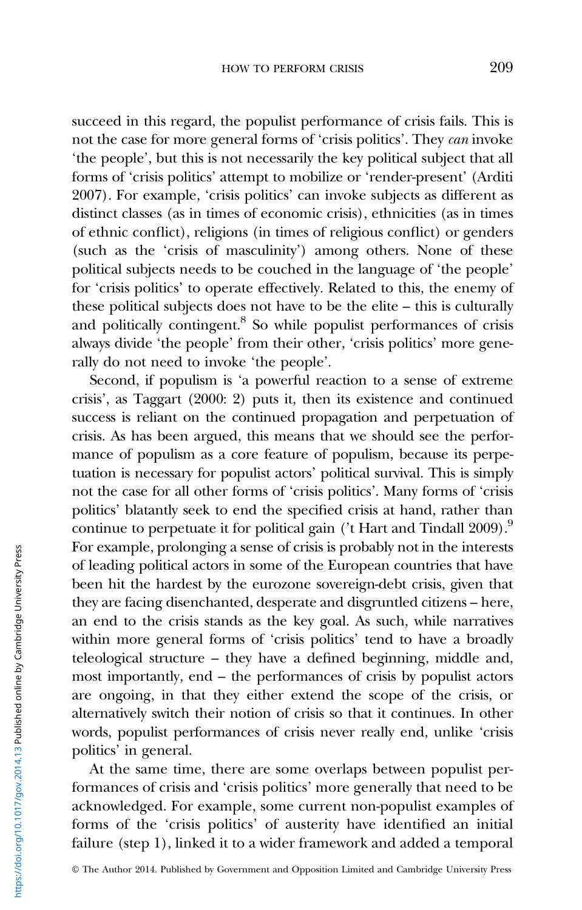succeed in this regard, the populist performance of crisis fails. This is not the case for more general forms of 'crisis politics'. They *can* invoke 'the people', but this is not necessarily the key political subject that all forms of 'crisis politics' attempt to mobilize or 'render-present' (Arditi 2007). For example, 'crisis politics' can invoke subjects as different as distinct classes (as in times of economic crisis), ethnicities (as in times of ethnic conflict), religions (in times of religious conflict) or genders (such as the 'crisis of masculinity') among others. None of these political subjects needs to be couched in the language of 'the people' for 'crisis politics' to operate effectively. Related to this, the enemy of these political subjects does not have to be the elite – this is culturally and politically contingent.[8] So while populist performances of crisis always divide 'the people' from their other, 'crisis politics' more generally do not need to invoke 'the people'.

Second, if populism is 'a powerful reaction to a sense of extreme crisis', as Taggart (2000: 2) puts it, then its existence and continued success is reliant on the continued propagation and perpetuation of crisis. As has been argued, this means that we should see the performance of populism as a core feature of populism, because its perpetuation is necessary for populist actors' political survival. This is simply not the case for all other forms of 'crisis politics'. Many forms of 'crisis politics' blatantly seek to end the specified crisis at hand, rather than continue to perpetuate it for political gain ('t Hart and Tindall 2009).[9] For example, prolonging a sense of crisis is probably not in the interests of leading political actors in some of the European countries that have been hit the hardest by the eurozone sovereign-debt crisis, given that they are facing disenchanted, desperate and disgruntled citizens – here, an end to the crisis stands as the key goal. As such, while narratives within more general forms of 'crisis politics' tend to have a broadly teleological structure – they have a defined beginning, middle and, most importantly, end – the performances of crisis by populist actors are ongoing, in that they either extend the scope of the crisis, or alternatively switch their notion of crisis so that it continues. In other words, populist performances of crisis never really end, unlike 'crisis politics' in general.

At the same time, there are some overlaps between populist performances of crisis and 'crisis politics' more generally that need to be acknowledged. For example, some current non-populist examples of forms of the 'crisis politics' of austerity have identified an initial failure (step 1), linked it to a wider framework and added a temporal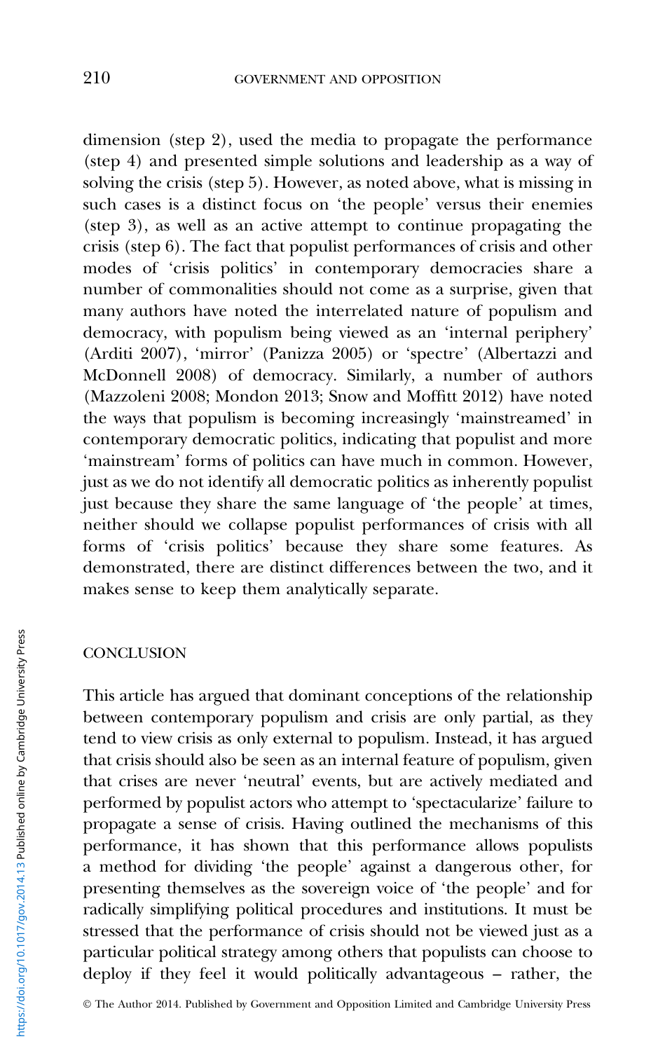dimension (step 2), used the media to propagate the performance (step 4) and presented simple solutions and leadership as a way of solving the crisis (step 5). However, as noted above, what is missing in such cases is a distinct focus on 'the people' versus their enemies (step 3), as well as an active attempt to continue propagating the crisis (step 6). The fact that populist performances of crisis and other modes of 'crisis politics' in contemporary democracies share a number of commonalities should not come as a surprise, given that many authors have noted the interrelated nature of populism and democracy, with populism being viewed as an 'internal periphery' (Arditi 2007), 'mirror' (Panizza 2005) or 'spectre' (Albertazzi and McDonnell 2008) of democracy. Similarly, a number of authors (Mazzoleni 2008; Mondon 2013; Snow and Moffitt 2012) have noted the ways that populism is becoming increasingly 'mainstreamed' in contemporary democratic politics, indicating that populist and more 'mainstream' forms of politics can have much in common. However, just as we do not identify all democratic politics as inherently populist just because they share the same language of 'the people' at times, neither should we collapse populist performances of crisis with all forms of 'crisis politics' because they share some features. As demonstrated, there are distinct differences between the two, and it makes sense to keep them analytically separate.

## CONCLUSION

This article has argued that dominant conceptions of the relationship between contemporary populism and crisis are only partial, as they tend to view crisis as only external to populism. Instead, it has argued that crisis should also be seen as an internal feature of populism, given that crises are never 'neutral' events, but are actively mediated and performed by populist actors who attempt to 'spectacularize' failure to propagate a sense of crisis. Having outlined the mechanisms of this performance, it has shown that this performance allows populists a method for dividing 'the people' against a dangerous other, for presenting themselves as the sovereign voice of 'the people' and for radically simplifying political procedures and institutions. It must be stressed that the performance of crisis should not be viewed just as a particular political strategy among others that populists can choose to deploy if they feel it would politically advantageous – rather, the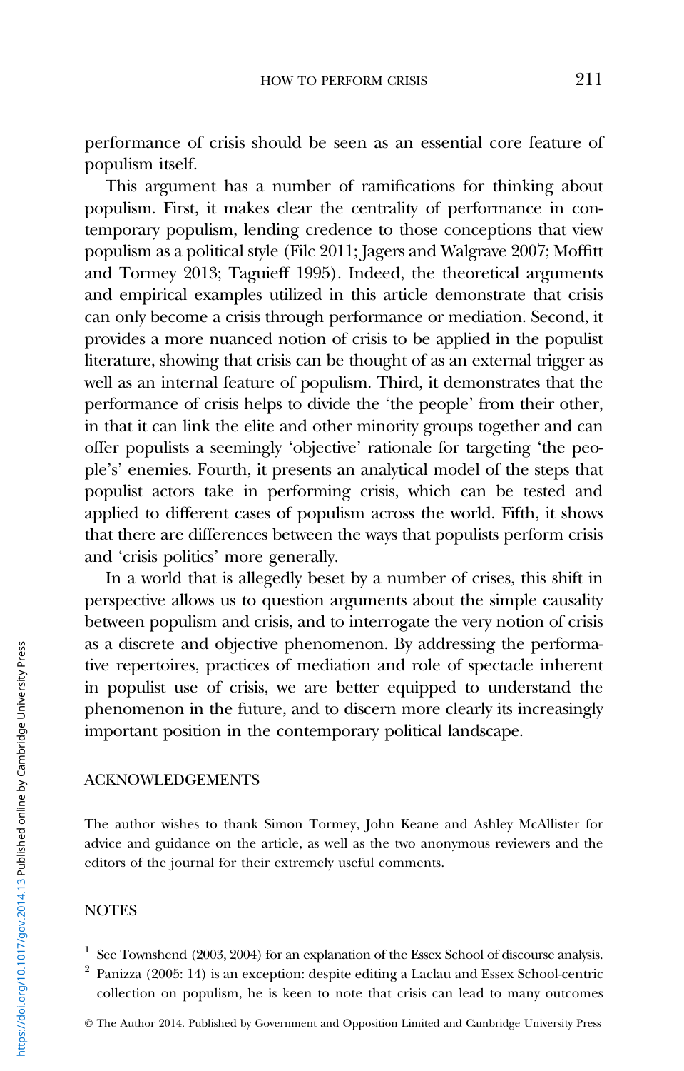performance of crisis should be seen as an essential core feature of populism itself.

This argument has a number of ramifications for thinking about populism. First, it makes clear the centrality of performance in contemporary populism, lending credence to those conceptions that view populism as a political style (Filc 2011; Jagers and Walgrave 2007; Moffitt and Tormey 2013; Taguieff 1995). Indeed, the theoretical arguments and empirical examples utilized in this article demonstrate that crisis can only become a crisis through performance or mediation. Second, it provides a more nuanced notion of crisis to be applied in the populist literature, showing that crisis can be thought of as an external trigger as well as an internal feature of populism. Third, it demonstrates that the performance of crisis helps to divide the 'the people' from their other, in that it can link the elite and other minority groups together and can offer populists a seemingly 'objective' rationale for targeting 'the people's' enemies. Fourth, it presents an analytical model of the steps that populist actors take in performing crisis, which can be tested and applied to different cases of populism across the world. Fifth, it shows that there are differences between the ways that populists perform crisis and 'crisis politics' more generally.

In a world that is allegedly beset by a number of crises, this shift in perspective allows us to question arguments about the simple causality between populism and crisis, and to interrogate the very notion of crisis as a discrete and objective phenomenon. By addressing the performative repertoires, practices of mediation and role of spectacle inherent in populist use of crisis, we are better equipped to understand the phenomenon in the future, and to discern more clearly its increasingly important position in the contemporary political landscape.

## ACKNOWLEDGEMENTS

The author wishes to thank Simon Tormey, John Keane and Ashley McAllister for advice and guidance on the article, as well as the two anonymous reviewers and the editors of the journal for their extremely useful comments.

## NOTES

[1] See Townshend (2003, 2004) for an explanation of the Essex School of discourse analysis.

[2] Panizza (2005: 14) is an exception: despite editing a Laclau and Essex School-centric collection on populism, he is keen to note that crisis can lead to many outcomes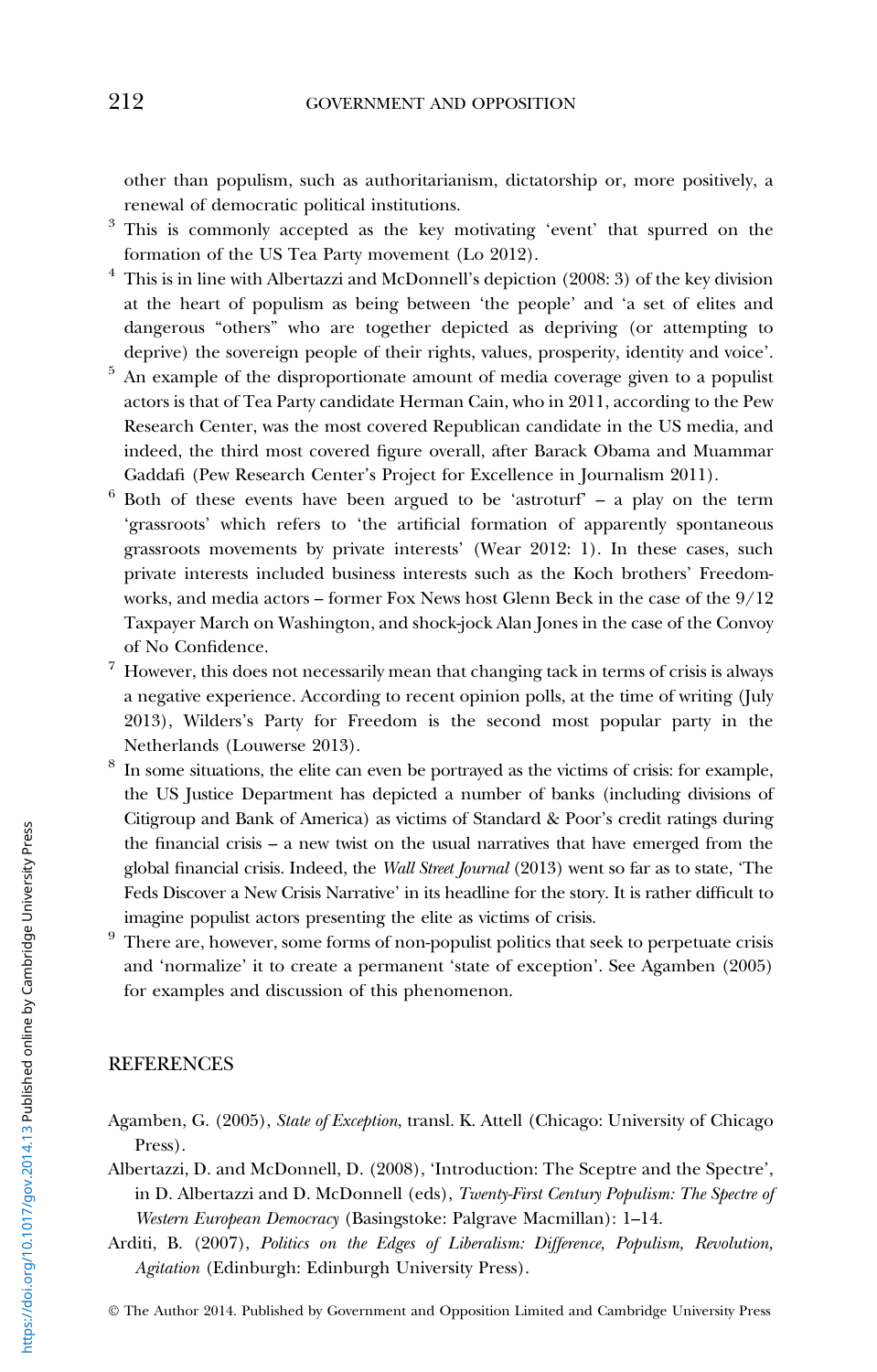other than populism, such as authoritarianism, dictatorship or, more positively, a renewal of democratic political institutions.

[3] This is commonly accepted as the key motivating 'event' that spurred on the formation of the US Tea Party movement (Lo 2012).

[4] This is in line with Albertazzi and McDonnell's depiction (2008: 3) of the key division at the heart of populism as being between 'the people' and 'a set of elites and dangerous "others" who are together depicted as depriving (or attempting to deprive) the sovereign people of their rights, values, prosperity, identity and voice'.

[5] An example of the disproportionate amount of media coverage given to a populist actors is that of Tea Party candidate Herman Cain, who in 2011, according to the Pew Research Center, was the most covered Republican candidate in the US media, and indeed, the third most covered figure overall, after Barack Obama and Muammar Gaddafi (Pew Research Center's Project for Excellence in Journalism 2011).

[6] Both of these events have been argued to be 'astroturf' – a play on the term 'grassroots' which refers to 'the artificial formation of apparently spontaneous grassroots movements by private interests' (Wear 2012: 1). In these cases, such private interests included business interests such as the Koch brothers' Freedomworks, and media actors – former Fox News host Glenn Beck in the case of the 9/12 Taxpayer March on Washington, and shock-jock Alan Jones in the case of the Convoy of No Confidence.

[7] However, this does not necessarily mean that changing tack in terms of crisis is always a negative experience. According to recent opinion polls, at the time of writing (July 2013), Wilders's Party for Freedom is the second most popular party in the Netherlands (Louwerse 2013).

[8] In some situations, the elite can even be portrayed as the victims of crisis: for example, the US Justice Department has depicted a number of banks (including divisions of Citigroup and Bank of America) as victims of Standard & Poor's credit ratings during the financial crisis – a new twist on the usual narratives that have emerged from the global financial crisis. Indeed, the *Wall Street Journal* (2013) went so far as to state, 'The Feds Discover a New Crisis Narrative' in its headline for the story. It is rather difficult to imagine populist actors presenting the elite as victims of crisis.

[9] There are, however, some forms of non-populist politics that seek to perpetuate crisis and 'normalize' it to create a permanent 'state of exception'. See Agamben (2005) for examples and discussion of this phenomenon.

## REFERENCES

Agamben, G. (2005), *State of Exception*, transl. K. Attell (Chicago: University of Chicago Press).

Albertazzi, D. and McDonnell, D. (2008), 'Introduction: The Sceptre and the Spectre', in D. Albertazzi and D. McDonnell (eds), *Twenty-First Century Populism: The Spectre of Western European Democracy* (Basingstoke: Palgrave Macmillan): 1–14.

Arditi, B. (2007), *Politics on the Edges of Liberalism: Difference, Populism, Revolution, Agitation* (Edinburgh: Edinburgh University Press).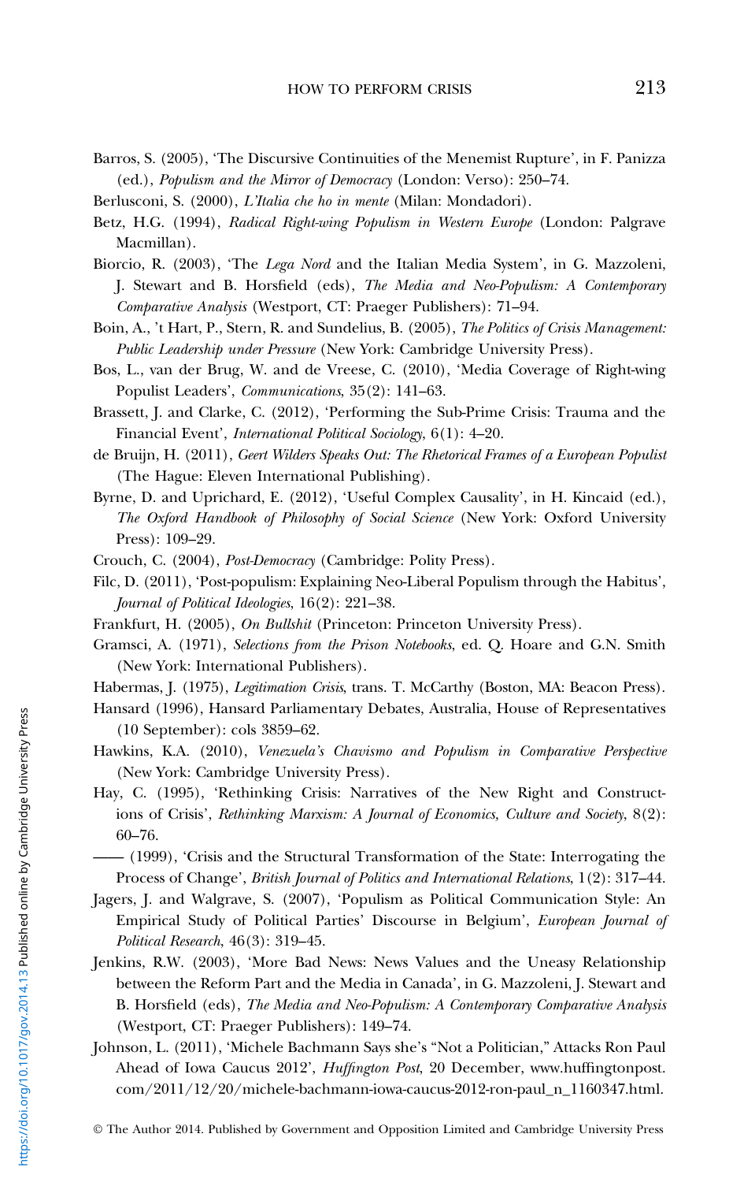Barros, S. (2005), 'The Discursive Continuities of the Menemist Rupture', in F. Panizza (ed.), *Populism and the Mirror of Democracy* (London: Verso): 250–74.

Berlusconi, S. (2000), *L'Italia che ho in mente* (Milan: Mondadori).

Betz, H.G. (1994), *Radical Right-wing Populism in Western Europe* (London: Palgrave Macmillan).

Biorcio, R. (2003), 'The *Lega Nord* and the Italian Media System', in G. Mazzoleni, J. Stewart and B. Horsfield (eds), *The Media and Neo-Populism: A Contemporary Comparative Analysis* (Westport, CT: Praeger Publishers): 71–94.

Boin, A., 't Hart, P., Stern, R. and Sundelius, B. (2005), *The Politics of Crisis Management: Public Leadership under Pressure* (New York: Cambridge University Press).

Bos, L., van der Brug, W. and de Vreese, C. (2010), 'Media Coverage of Right-wing Populist Leaders', *Communications*, 35(2): 141–63.

Brassett, J. and Clarke, C. (2012), 'Performing the Sub-Prime Crisis: Trauma and the Financial Event', *International Political Sociology*, 6(1): 4–20.

de Bruijn, H. (2011), *Geert Wilders Speaks Out: The Rhetorical Frames of a European Populist* (The Hague: Eleven International Publishing).

Byrne, D. and Uprichard, E. (2012), 'Useful Complex Causality', in H. Kincaid (ed.), *The Oxford Handbook of Philosophy of Social Science* (New York: Oxford University Press): 109–29.

Crouch, C. (2004), *Post-Democracy* (Cambridge: Polity Press).

Filc, D. (2011), 'Post-populism: Explaining Neo-Liberal Populism through the Habitus', *Journal of Political Ideologies*, 16(2): 221–38.

Frankfurt, H. (2005), *On Bullshit* (Princeton: Princeton University Press).

Gramsci, A. (1971), *Selections from the Prison Notebooks*, ed. Q. Hoare and G.N. Smith (New York: International Publishers).

Habermas, J. (1975), *Legitimation Crisis*, trans. T. McCarthy (Boston, MA: Beacon Press).

Hansard (1996), Hansard Parliamentary Debates, Australia, House of Representatives (10 September): cols 3859–62.

Hawkins, K.A. (2010), *Venezuela's Chavismo and Populism in Comparative Perspective* (New York: Cambridge University Press).

Hay, C. (1995), 'Rethinking Crisis: Narratives of the New Right and Constructions of Crisis', *Rethinking Marxism: A Journal of Economics, Culture and Society*, 8(2): 60–76.

—— (1999), 'Crisis and the Structural Transformation of the State: Interrogating the Process of Change', *British Journal of Politics and International Relations*, 1(2): 317–44.

Jagers, J. and Walgrave, S. (2007), 'Populism as Political Communication Style: An Empirical Study of Political Parties' Discourse in Belgium', *European Journal of Political Research*, 46(3): 319–45.

Jenkins, R.W. (2003), 'More Bad News: News Values and the Uneasy Relationship between the Reform Part and the Media in Canada', in G. Mazzoleni, J. Stewart and B. Horsfield (eds), *The Media and Neo-Populism: A Contemporary Comparative Analysis* (Westport, CT: Praeger Publishers): 149–74.

Johnson, L. (2011), 'Michele Bachmann Says she's "Not a Politician," Attacks Ron Paul Ahead of Iowa Caucus 2012', *Huffington Post*, 20 December, www.huffingtonpost.com/2011/12/20/michele-bachmann-iowa-caucus-2012-ron-paul_n_1160347.html.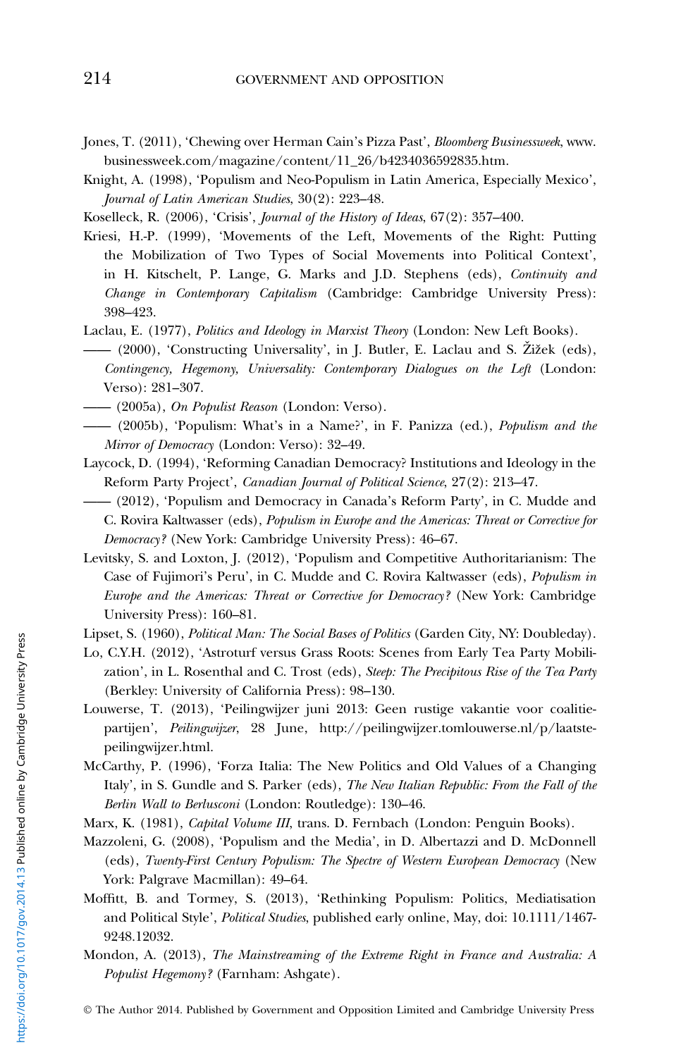Jones, T. (2011), 'Chewing over Herman Cain's Pizza Past', *Bloomberg Businessweek*, www.businessweek.com/magazine/content/11_26/b4234036592835.htm.

Knight, A. (1998), 'Populism and Neo-Populism in Latin America, Especially Mexico', *Journal of Latin American Studies*, 30(2): 223–48.

Koselleck, R. (2006), 'Crisis', *Journal of the History of Ideas*, 67(2): 357–400.

Kriesi, H.-P. (1999), 'Movements of the Left, Movements of the Right: Putting the Mobilization of Two Types of Social Movements into Political Context', in H. Kitschelt, P. Lange, G. Marks and J.D. Stephens (eds), *Continuity and Change in Contemporary Capitalism* (Cambridge: Cambridge University Press): 398–423.

Laclau, E. (1977), *Politics and Ideology in Marxist Theory* (London: New Left Books).

—— (2000), 'Constructing Universality', in J. Butler, E. Laclau and S. Žižek (eds), *Contingency, Hegemony, Universality: Contemporary Dialogues on the Left* (London: Verso): 281–307.

—— (2005a), *On Populist Reason* (London: Verso).

—— (2005b), 'Populism: What's in a Name?', in F. Panizza (ed.), *Populism and the Mirror of Democracy* (London: Verso): 32–49.

Laycock, D. (1994), 'Reforming Canadian Democracy? Institutions and Ideology in the Reform Party Project', *Canadian Journal of Political Science*, 27(2): 213–47.

—— (2012), 'Populism and Democracy in Canada's Reform Party', in C. Mudde and C. Rovira Kaltwasser (eds), *Populism in Europe and the Americas: Threat or Corrective for Democracy?* (New York: Cambridge University Press): 46–67.

Levitsky, S. and Loxton, J. (2012), 'Populism and Competitive Authoritarianism: The Case of Fujimori's Peru', in C. Mudde and C. Rovira Kaltwasser (eds), *Populism in Europe and the Americas: Threat or Corrective for Democracy?* (New York: Cambridge University Press): 160–81.

Lipset, S. (1960), *Political Man: The Social Bases of Politics* (Garden City, NY: Doubleday).

Lo, C.Y.H. (2012), 'Astroturf versus Grass Roots: Scenes from Early Tea Party Mobilization', in L. Rosenthal and C. Trost (eds), *Steep: The Precipitous Rise of the Tea Party* (Berkley: University of California Press): 98–130.

Louwerse, T. (2013), 'Peilingwijzer juni 2013: Geen rustige vakantie voor coalitiepartijen', *Peilingwijzer*, 28 June, http://peilingwijzer.tomlouwerse.nl/p/laatste-peilingwijzer.html.

McCarthy, P. (1996), 'Forza Italia: The New Politics and Old Values of a Changing Italy', in S. Gundle and S. Parker (eds), *The New Italian Republic: From the Fall of the Berlin Wall to Berlusconi* (London: Routledge): 130–46.

Marx, K. (1981), *Capital Volume III*, trans. D. Fernbach (London: Penguin Books).

Mazzoleni, G. (2008), 'Populism and the Media', in D. Albertazzi and D. McDonnell (eds), *Twenty-First Century Populism: The Spectre of Western European Democracy* (New York: Palgrave Macmillan): 49–64.

Moffitt, B. and Tormey, S. (2013), 'Rethinking Populism: Politics, Mediatisation and Political Style', *Political Studies*, published early online, May, doi: 10.1111/1467-9248.12032.

Mondon, A. (2013), *The Mainstreaming of the Extreme Right in France and Australia: A Populist Hegemony?* (Farnham: Ashgate).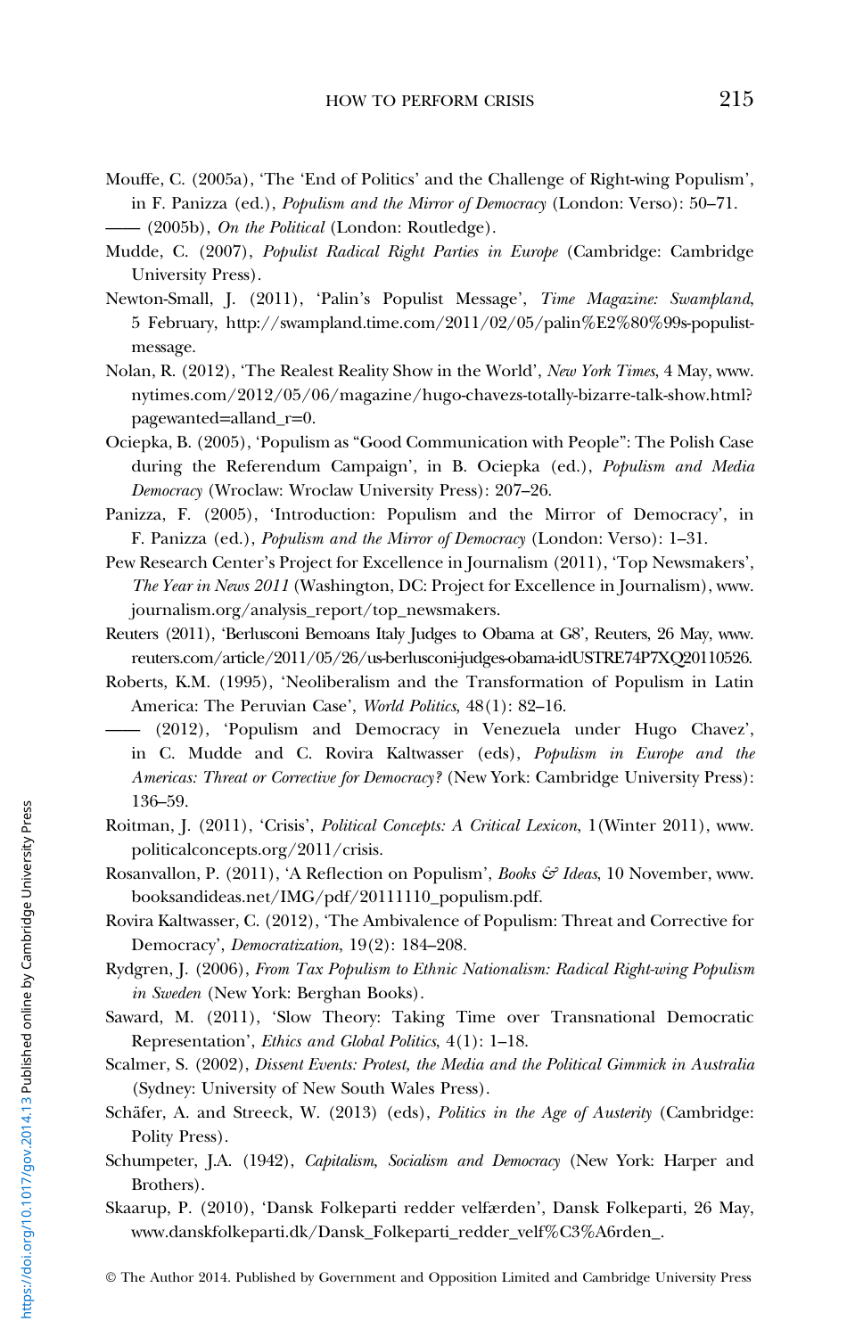Mouffe, C. (2005a), 'The 'End of Politics' and the Challenge of Right-wing Populism', in F. Panizza (ed.), *Populism and the Mirror of Democracy* (London: Verso): 50–71.

—— (2005b), *On the Political* (London: Routledge).

Mudde, C. (2007), *Populist Radical Right Parties in Europe* (Cambridge: Cambridge University Press).

Newton-Small, J. (2011), 'Palin's Populist Message', *Time Magazine: Swampland*, 5 February, http://swampland.time.com/2011/02/05/palin%E2%80%99s-populist-message.

Nolan, R. (2012), 'The Realest Reality Show in the World', *New York Times*, 4 May, www.nytimes.com/2012/05/06/magazine/hugo-chavezs-totally-bizarre-talk-show.html?pagewanted=alland_r=0.

Ociepka, B. (2005), 'Populism as "Good Communication with People": The Polish Case during the Referendum Campaign', in B. Ociepka (ed.), *Populism and Media Democracy* (Wroclaw: Wroclaw University Press): 207–26.

Panizza, F. (2005), 'Introduction: Populism and the Mirror of Democracy', in F. Panizza (ed.), *Populism and the Mirror of Democracy* (London: Verso): 1–31.

Pew Research Center's Project for Excellence in Journalism (2011), 'Top Newsmakers', *The Year in News 2011* (Washington, DC: Project for Excellence in Journalism), www.journalism.org/analysis_report/top_newsmakers.

Reuters (2011), 'Berlusconi Bemoans Italy Judges to Obama at G8', Reuters, 26 May, www.reuters.com/article/2011/05/26/us-berlusconi-judges-obama-idUSTRE74P7XQ20110526.

Roberts, K.M. (1995), 'Neoliberalism and the Transformation of Populism in Latin America: The Peruvian Case', *World Politics*, 48(1): 82–16.

—— (2012), 'Populism and Democracy in Venezuela under Hugo Chavez', in C. Mudde and C. Rovira Kaltwasser (eds), *Populism in Europe and the Americas: Threat or Corrective for Democracy?* (New York: Cambridge University Press): 136–59.

Roitman, J. (2011), 'Crisis', *Political Concepts: A Critical Lexicon*, 1(Winter 2011), www.politicalconcepts.org/2011/crisis.

Rosanvallon, P. (2011), 'A Reflection on Populism', *Books & Ideas*, 10 November, www.booksandideas.net/IMG/pdf/20111110_populism.pdf.

Rovira Kaltwasser, C. (2012), 'The Ambivalence of Populism: Threat and Corrective for Democracy', *Democratization*, 19(2): 184–208.

Rydgren, J. (2006), *From Tax Populism to Ethnic Nationalism: Radical Right-wing Populism in Sweden* (New York: Berghan Books).

Saward, M. (2011), 'Slow Theory: Taking Time over Transnational Democratic Representation', *Ethics and Global Politics*, 4(1): 1–18.

Scalmer, S. (2002), *Dissent Events: Protest, the Media and the Political Gimmick in Australia* (Sydney: University of New South Wales Press).

Schäfer, A. and Streeck, W. (2013) (eds), *Politics in the Age of Austerity* (Cambridge: Polity Press).

Schumpeter, J.A. (1942), *Capitalism, Socialism and Democracy* (New York: Harper and Brothers).

Skaarup, P. (2010), 'Dansk Folkeparti redder velfærden', Dansk Folkeparti, 26 May, www.danskfolkeparti.dk/Dansk_Folkeparti_redder_velf%C3%A6rden_.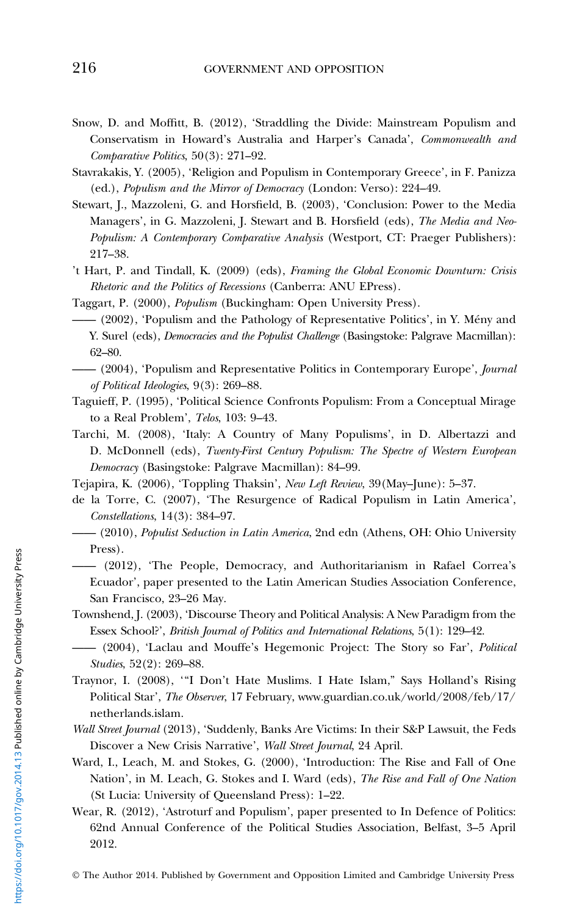Snow, D. and Moffitt, B. (2012), 'Straddling the Divide: Mainstream Populism and Conservatism in Howard's Australia and Harper's Canada', *Commonwealth and Comparative Politics*, 50(3): 271–92.

Stavrakakis, Y. (2005), 'Religion and Populism in Contemporary Greece', in F. Panizza (ed.), *Populism and the Mirror of Democracy* (London: Verso): 224–49.

Stewart, J., Mazzoleni, G. and Horsfield, B. (2003), 'Conclusion: Power to the Media Managers', in G. Mazzoleni, J. Stewart and B. Horsfield (eds), *The Media and Neo-Populism: A Contemporary Comparative Analysis* (Westport, CT: Praeger Publishers): 217–38.

't Hart, P. and Tindall, K. (2009) (eds), *Framing the Global Economic Downturn: Crisis Rhetoric and the Politics of Recessions* (Canberra: ANU EPress).

Taggart, P. (2000), *Populism* (Buckingham: Open University Press).

—— (2002), 'Populism and the Pathology of Representative Politics', in Y. Mény and Y. Surel (eds), *Democracies and the Populist Challenge* (Basingstoke: Palgrave Macmillan): 62–80.

—— (2004), 'Populism and Representative Politics in Contemporary Europe', *Journal of Political Ideologies*, 9(3): 269–88.

Taguieff, P. (1995), 'Political Science Confronts Populism: From a Conceptual Mirage to a Real Problem', *Telos*, 103: 9–43.

Tarchi, M. (2008), 'Italy: A Country of Many Populisms', in D. Albertazzi and D. McDonnell (eds), *Twenty-First Century Populism: The Spectre of Western European Democracy* (Basingstoke: Palgrave Macmillan): 84–99.

Tejapira, K. (2006), 'Toppling Thaksin', *New Left Review*, 39(May–June): 5–37.

de la Torre, C. (2007), 'The Resurgence of Radical Populism in Latin America', *Constellations*, 14(3): 384–97.

—— (2010), *Populist Seduction in Latin America*, 2nd edn (Athens, OH: Ohio University Press).

—— (2012), 'The People, Democracy, and Authoritarianism in Rafael Correa's Ecuador', paper presented to the Latin American Studies Association Conference, San Francisco, 23–26 May.

Townshend, J. (2003), 'Discourse Theory and Political Analysis: A New Paradigm from the Essex School?', *British Journal of Politics and International Relations*, 5(1): 129–42.

—— (2004), 'Laclau and Mouffe's Hegemonic Project: The Story so Far', *Political Studies*, 52(2): 269–88.

Traynor, I. (2008), '"I Don't Hate Muslims. I Hate Islam," Says Holland's Rising Political Star', *The Observer*, 17 February, www.guardian.co.uk/world/2008/feb/17/netherlands.islam.

*Wall Street Journal* (2013), 'Suddenly, Banks Are Victims: In their S&P Lawsuit, the Feds Discover a New Crisis Narrative', *Wall Street Journal*, 24 April.

Ward, I., Leach, M. and Stokes, G. (2000), 'Introduction: The Rise and Fall of One Nation', in M. Leach, G. Stokes and I. Ward (eds), *The Rise and Fall of One Nation* (St Lucia: University of Queensland Press): 1–22.

Wear, R. (2012), 'Astroturf and Populism', paper presented to In Defence of Politics: 62nd Annual Conference of the Political Studies Association, Belfast, 3–5 April 2012.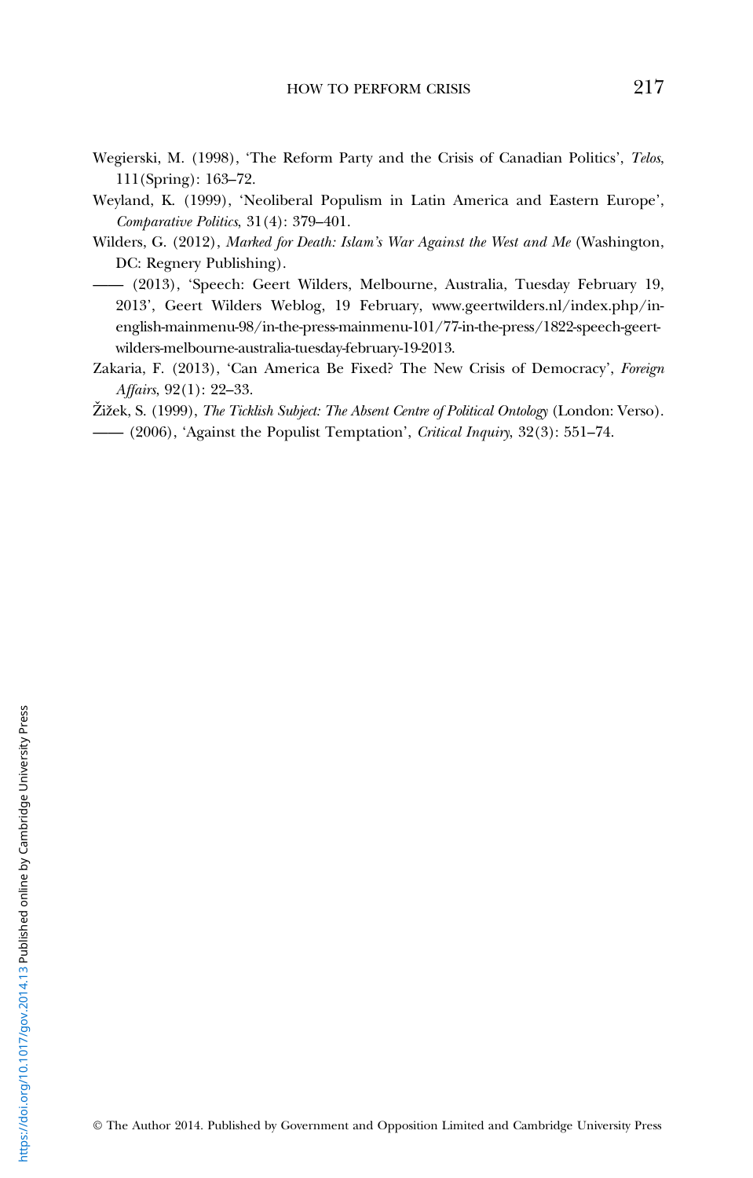Wegierski, M. (1998), 'The Reform Party and the Crisis of Canadian Politics', *Telos*, 111(Spring): 163–72.

Weyland, K. (1999), 'Neoliberal Populism in Latin America and Eastern Europe', *Comparative Politics*, 31(4): 379–401.

Wilders, G. (2012), *Marked for Death: Islam's War Against the West and Me* (Washington, DC: Regnery Publishing).

—— (2013), 'Speech: Geert Wilders, Melbourne, Australia, Tuesday February 19, 2013', Geert Wilders Weblog, 19 February, www.geertwilders.nl/index.php/in-english-mainmenu-98/in-the-press-mainmenu-101/77-in-the-press/1822-speech-geert-wilders-melbourne-australia-tuesday-february-19-2013.

Zakaria, F. (2013), 'Can America Be Fixed? The New Crisis of Democracy', *Foreign Affairs*, 92(1): 22–33.

Žižek, S. (1999), *The Ticklish Subject: The Absent Centre of Political Ontology* (London: Verso).

—— (2006), 'Against the Populist Temptation', *Critical Inquiry*, 32(3): 551–74.

© The Author 2014. Published by Government and Opposition Limited and Cambridge University Press